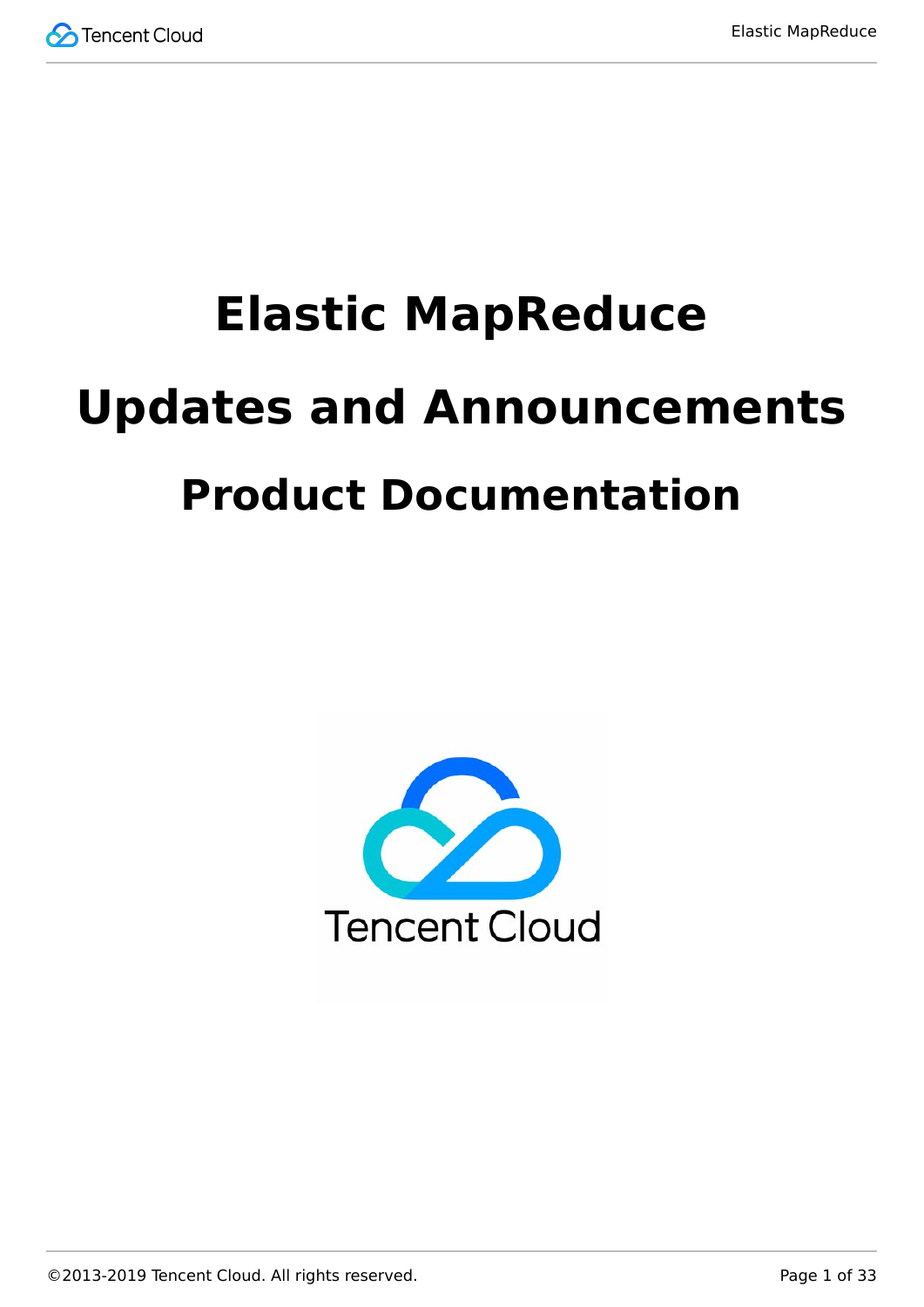# Elastic MapReduce

# Updates and Announcements

## Product Documentation

Tencent Cloud

©2013-2019 Tencent Cloud. All rights reserved.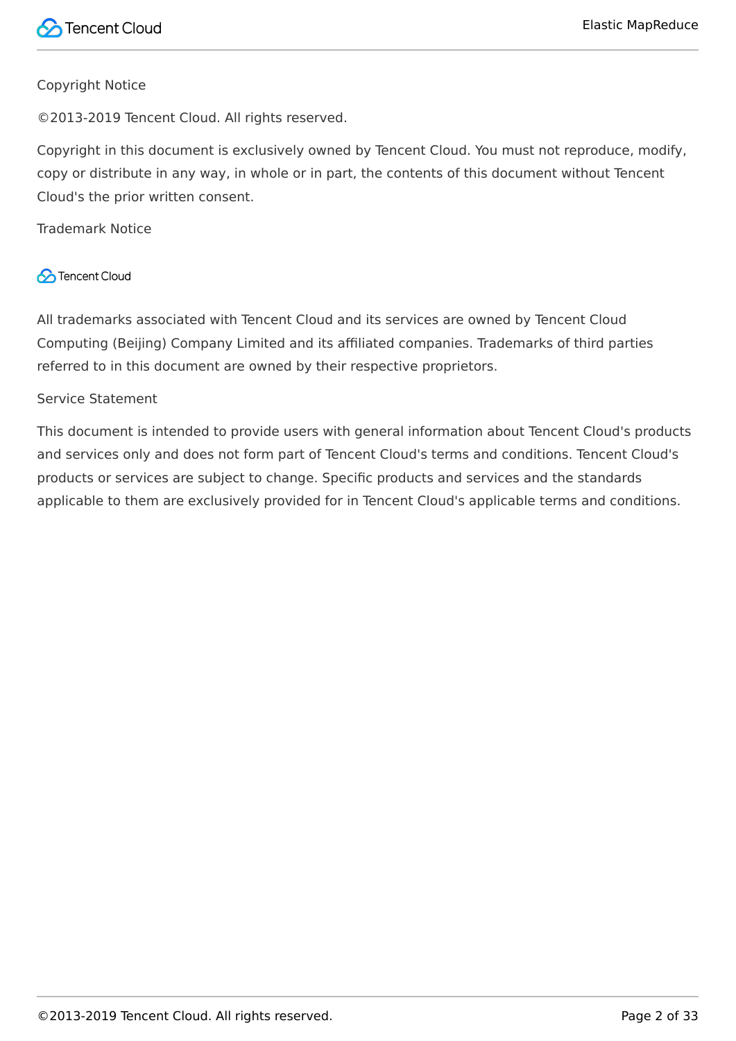Copyright Notice

©2013-2019 Tencent Cloud. All rights reserved.

Copyright in this document is exclusively owned by Tencent Cloud. You must not reproduce, modify, copy or distribute in any way, in whole or in part, the contents of this document without Tencent Cloud's the prior written consent.

Trademark Notice

Tencent Cloud

All trademarks associated with Tencent Cloud and its services are owned by Tencent Cloud Computing (Beijing) Company Limited and its affiliated companies. Trademarks of third parties referred to in this document are owned by their respective proprietors.

Service Statement

This document is intended to provide users with general information about Tencent Cloud's products and services only and does not form part of Tencent Cloud's terms and conditions. Tencent Cloud's products or services are subject to change. Specific products and services and the standards applicable to them are exclusively provided for in Tencent Cloud's applicable terms and conditions.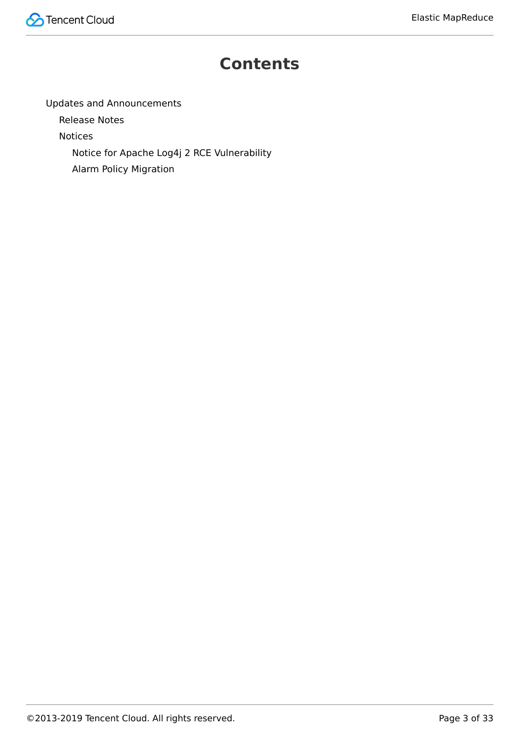# Contents

- Updates and Announcements
  - Release Notes
  - Notices
    - Notice for Apache Log4j 2 RCE Vulnerability
    - Alarm Policy Migration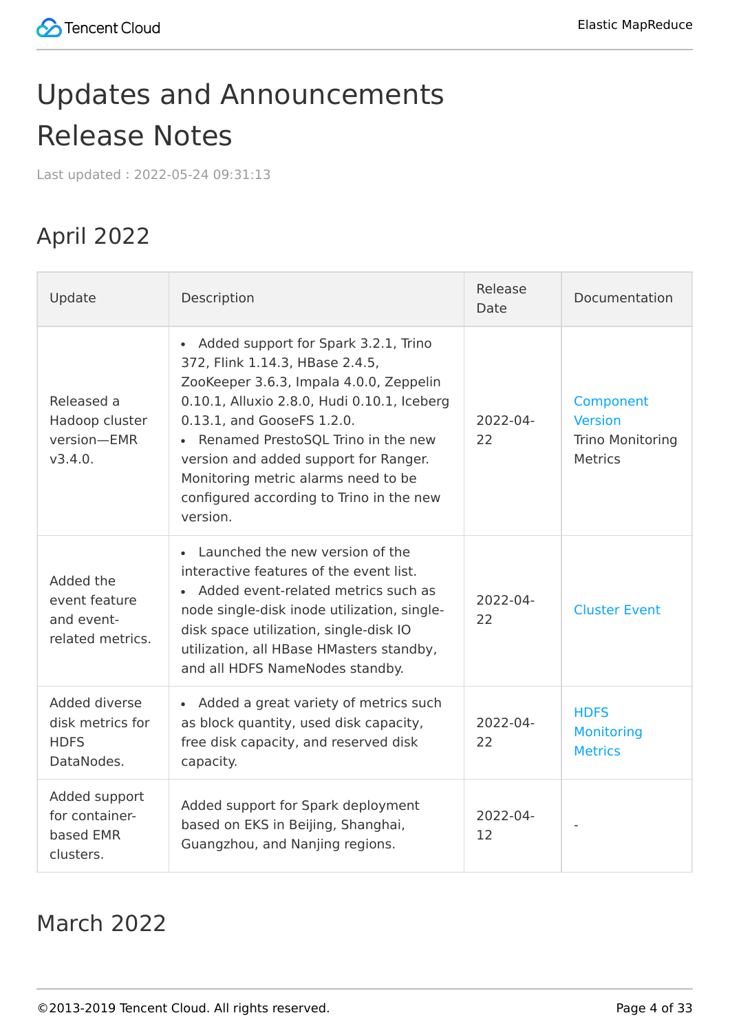# Updates and Announcements

# Release Notes

Last updated : 2022-05-24 09:31:13

## April 2022

| Update | Description | Release Date | Documentation |
| --- | --- | --- | --- |
| Released a Hadoop cluster version—EMR v3.4.0. | • Added support for Spark 3.2.1, Trino 372, Flink 1.14.3, HBase 2.4.5, ZooKeeper 3.6.3, Impala 4.0.0, Zeppelin 0.10.1, Alluxio 2.8.0, Hudi 0.10.1, Iceberg 0.13.1, and GooseFS 1.2.0.<br>• Renamed PrestoSQL Trino in the new version and added support for Ranger. Monitoring metric alarms need to be configured according to Trino in the new version. | 2022-04-22 | Component Version<br>Trino Monitoring Metrics |
| Added the event feature and event-related metrics. | • Launched the new version of the interactive features of the event list.<br>• Added event-related metrics such as node single-disk inode utilization, single-disk space utilization, single-disk IO utilization, all HBase HMasters standby, and all HDFS NameNodes standby. | 2022-04-22 | Cluster Event |
| Added diverse disk metrics for HDFS DataNodes. | • Added a great variety of metrics such as block quantity, used disk capacity, free disk capacity, and reserved disk capacity. | 2022-04-22 | HDFS Monitoring Metrics |
| Added support for container-based EMR clusters. | Added support for Spark deployment based on EKS in Beijing, Shanghai, Guangzhou, and Nanjing regions. | 2022-04-12 | - |

## March 2022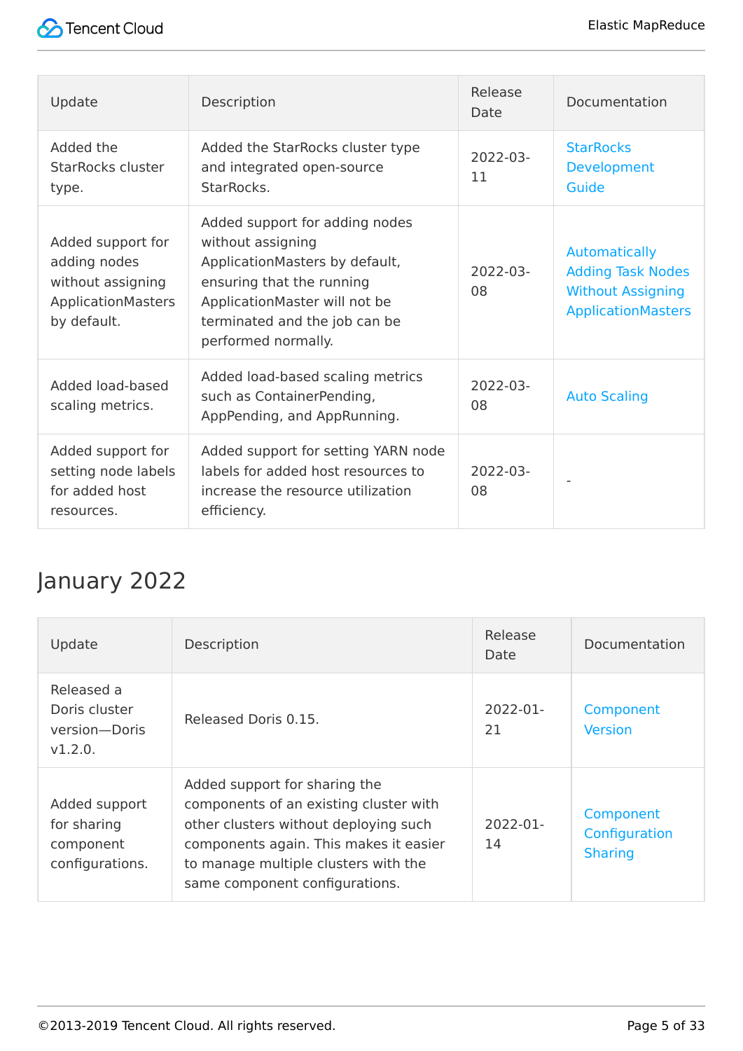| Update | Description | Release Date | Documentation |
| --- | --- | --- | --- |
| Added the StarRocks cluster type. | Added the StarRocks cluster type and integrated open-source StarRocks. | 2022-03-11 | StarRocks Development Guide |
| Added support for adding nodes without assigning ApplicationMasters by default. | Added support for adding nodes without assigning ApplicationMasters by default, ensuring that the running ApplicationMaster will not be terminated and the job can be performed normally. | 2022-03-08 | Automatically Adding Task Nodes Without Assigning ApplicationMasters |
| Added load-based scaling metrics. | Added load-based scaling metrics such as ContainerPending, AppPending, and AppRunning. | 2022-03-08 | Auto Scaling |
| Added support for setting node labels for added host resources. | Added support for setting YARN node labels for added host resources to increase the resource utilization efficiency. | 2022-03-08 | - |

## January 2022

| Update | Description | Release Date | Documentation |
| --- | --- | --- | --- |
| Released a Doris cluster version—Doris v1.2.0. | Released Doris 0.15. | 2022-01-21 | Component Version |
| Added support for sharing component configurations. | Added support for sharing the components of an existing cluster with other clusters without deploying such components again. This makes it easier to manage multiple clusters with the same component configurations. | 2022-01-14 | Component Configuration Sharing |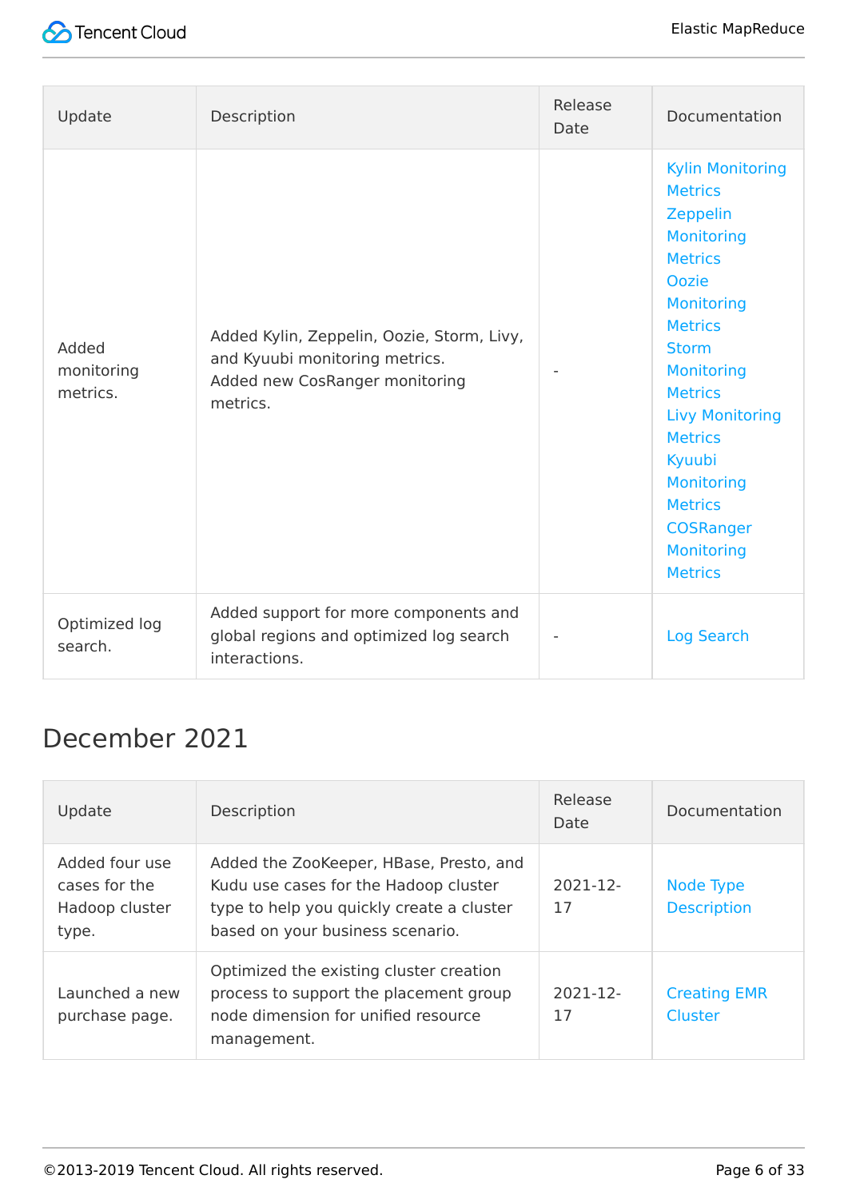| Update | Description | Release Date | Documentation |
| --- | --- | --- | --- |
| Added monitoring metrics. | Added Kylin, Zeppelin, Oozie, Storm, Livy, and Kyuubi monitoring metrics.<br>Added new CosRanger monitoring metrics. | - | Kylin Monitoring Metrics<br>Zeppelin Monitoring Metrics<br>Oozie Monitoring Metrics<br>Storm Monitoring Metrics<br>Livy Monitoring Metrics<br>Kyuubi Monitoring Metrics<br>COSRanger Monitoring Metrics |
| Optimized log search. | Added support for more components and global regions and optimized log search interactions. | - | Log Search |

## December 2021

| Update | Description | Release Date | Documentation |
| --- | --- | --- | --- |
| Added four use cases for the Hadoop cluster type. | Added the ZooKeeper, HBase, Presto, and Kudu use cases for the Hadoop cluster type to help you quickly create a cluster based on your business scenario. | 2021-12-17 | Node Type Description |
| Launched a new purchase page. | Optimized the existing cluster creation process to support the placement group node dimension for unified resource management. | 2021-12-17 | Creating EMR Cluster |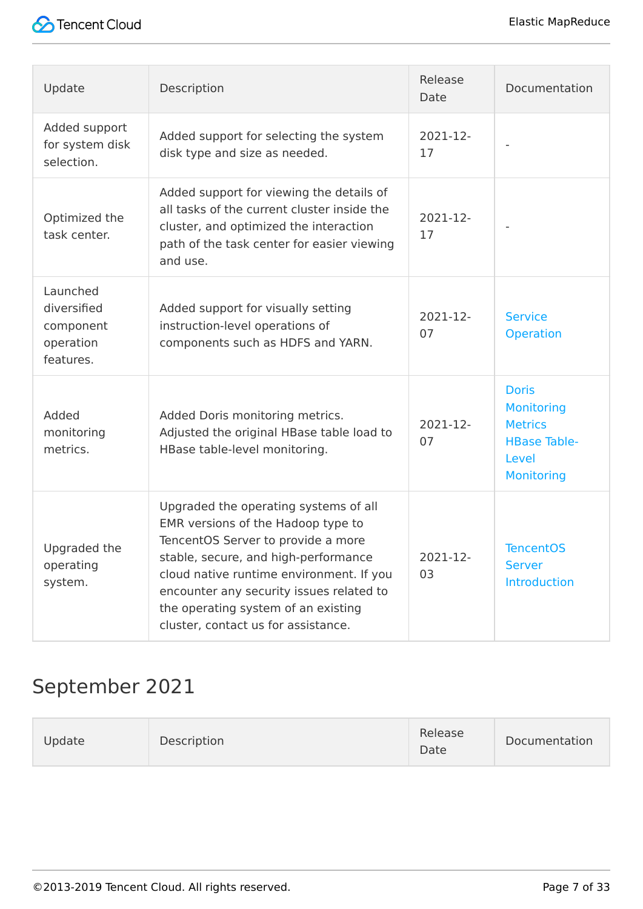| Update | Description | Release Date | Documentation |
| --- | --- | --- | --- |
| Added support for system disk selection. | Added support for selecting the system disk type and size as needed. | 2021-12-17 | - |
| Optimized the task center. | Added support for viewing the details of all tasks of the current cluster inside the cluster, and optimized the interaction path of the task center for easier viewing and use. | 2021-12-17 | - |
| Launched diversified component operation features. | Added support for visually setting instruction-level operations of components such as HDFS and YARN. | 2021-12-07 | Service Operation |
| Added monitoring metrics. | Added Doris monitoring metrics. Adjusted the original HBase table load to HBase table-level monitoring. | 2021-12-07 | Doris Monitoring Metrics HBase Table-Level Monitoring |
| Upgraded the operating system. | Upgraded the operating systems of all EMR versions of the Hadoop type to TencentOS Server to provide a more stable, secure, and high-performance cloud native runtime environment. If you encounter any security issues related to the operating system of an existing cluster, contact us for assistance. | 2021-12-03 | TencentOS Server Introduction |

## September 2021

| Update | Description | Release Date | Documentation |
| --- | --- | --- | --- |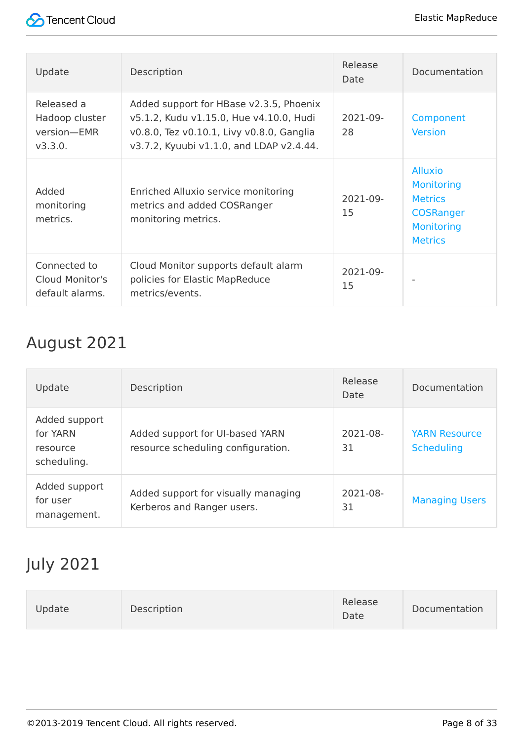| Update | Description | Release Date | Documentation |
| --- | --- | --- | --- |
| Released a Hadoop cluster version—EMR v3.3.0. | Added support for HBase v2.3.5, Phoenix v5.1.2, Kudu v1.15.0, Hue v4.10.0, Hudi v0.8.0, Tez v0.10.1, Livy v0.8.0, Ganglia v3.7.2, Kyuubi v1.1.0, and LDAP v2.4.44. | 2021-09-28 | Component Version |
| Added monitoring metrics. | Enriched Alluxio service monitoring metrics and added COSRanger monitoring metrics. | 2021-09-15 | Alluxio Monitoring Metrics COSRanger Monitoring Metrics |
| Connected to Cloud Monitor's default alarms. | Cloud Monitor supports default alarm policies for Elastic MapReduce metrics/events. | 2021-09-15 | - |

## August 2021

| Update | Description | Release Date | Documentation |
| --- | --- | --- | --- |
| Added support for YARN resource scheduling. | Added support for UI-based YARN resource scheduling configuration. | 2021-08-31 | YARN Resource Scheduling |
| Added support for user management. | Added support for visually managing Kerberos and Ranger users. | 2021-08-31 | Managing Users |

## July 2021

| Update | Description | Release Date | Documentation |
| --- | --- | --- | --- |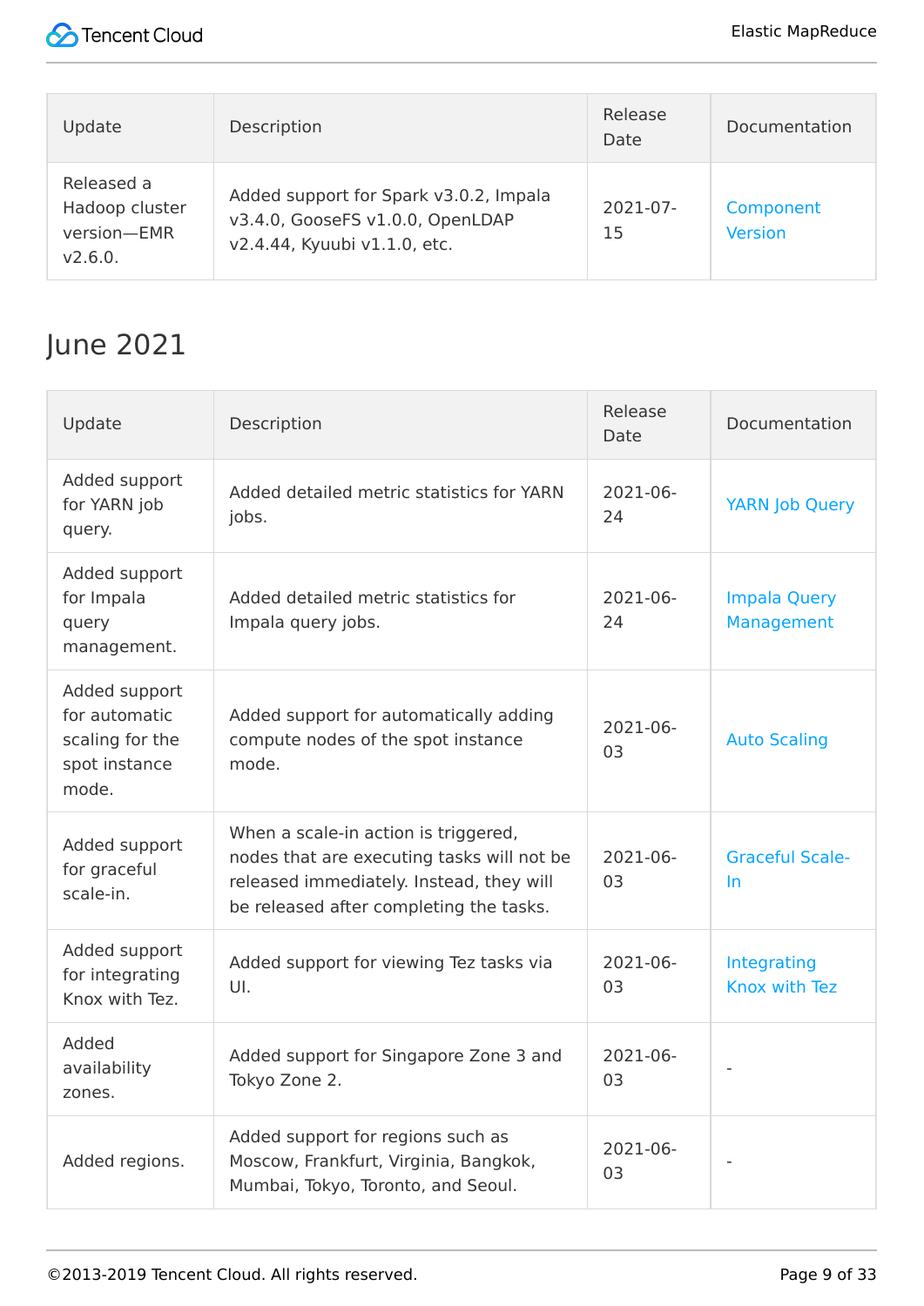| Update | Description | Release Date | Documentation |
| --- | --- | --- | --- |
| Released a Hadoop cluster version—EMR v2.6.0. | Added support for Spark v3.0.2, Impala v3.4.0, GooseFS v1.0.0, OpenLDAP v2.4.44, Kyuubi v1.1.0, etc. | 2021-07-15 | Component Version |

## June 2021

| Update | Description | Release Date | Documentation |
| --- | --- | --- | --- |
| Added support for YARN job query. | Added detailed metric statistics for YARN jobs. | 2021-06-24 | YARN Job Query |
| Added support for Impala query management. | Added detailed metric statistics for Impala query jobs. | 2021-06-24 | Impala Query Management |
| Added support for automatic scaling for the spot instance mode. | Added support for automatically adding compute nodes of the spot instance mode. | 2021-06-03 | Auto Scaling |
| Added support for graceful scale-in. | When a scale-in action is triggered, nodes that are executing tasks will not be released immediately. Instead, they will be released after completing the tasks. | 2021-06-03 | Graceful Scale-In |
| Added support for integrating Knox with Tez. | Added support for viewing Tez tasks via UI. | 2021-06-03 | Integrating Knox with Tez |
| Added availability zones. | Added support for Singapore Zone 3 and Tokyo Zone 2. | 2021-06-03 | - |
| Added regions. | Added support for regions such as Moscow, Frankfurt, Virginia, Bangkok, Mumbai, Tokyo, Toronto, and Seoul. | 2021-06-03 | - |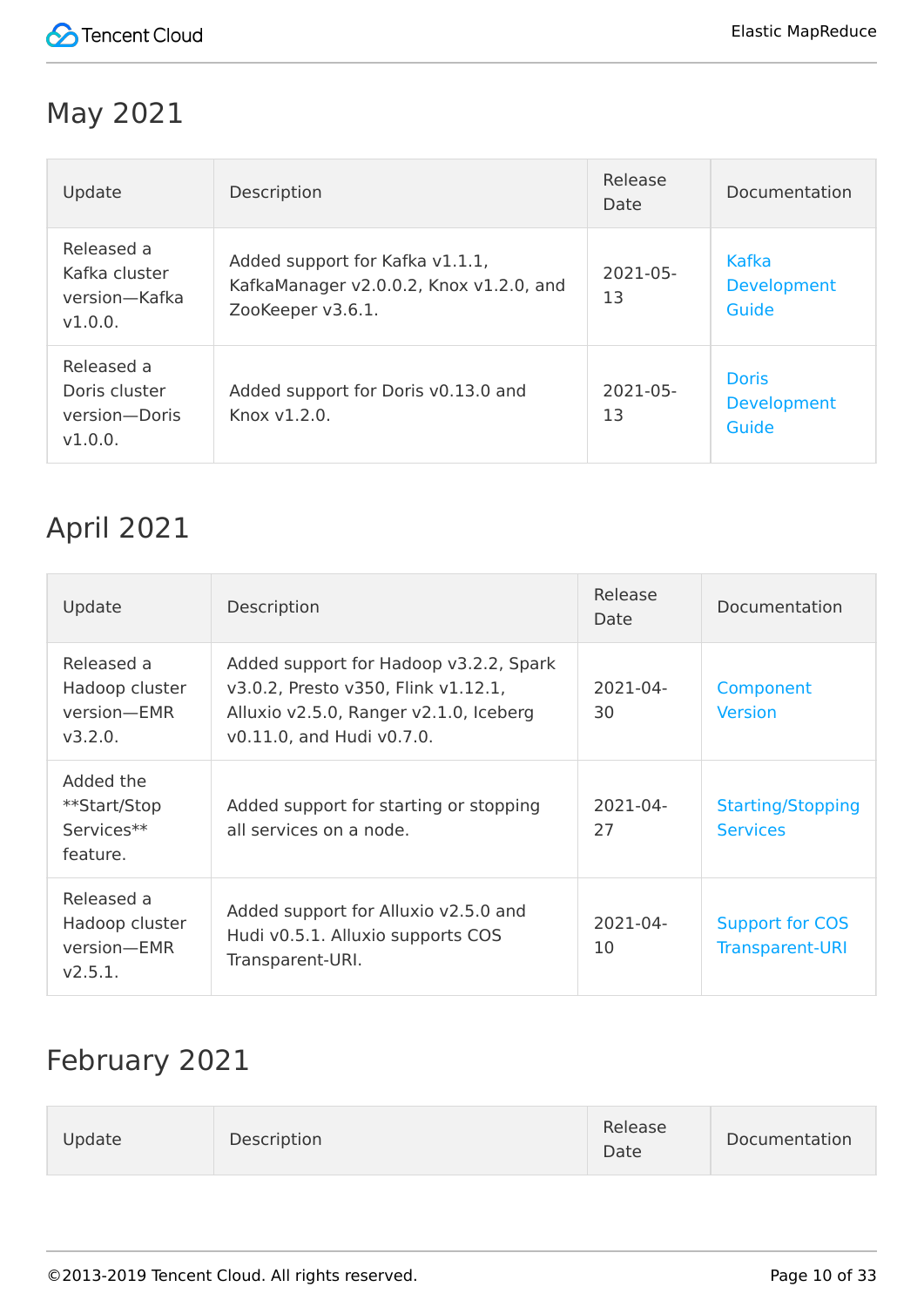## May 2021

| Update | Description | Release Date | Documentation |
| --- | --- | --- | --- |
| Released a Kafka cluster version—Kafka v1.0.0. | Added support for Kafka v1.1.1, KafkaManager v2.0.0.2, Knox v1.2.0, and ZooKeeper v3.6.1. | 2021-05-13 | Kafka Development Guide |
| Released a Doris cluster version—Doris v1.0.0. | Added support for Doris v0.13.0 and Knox v1.2.0. | 2021-05-13 | Doris Development Guide |

## April 2021

| Update | Description | Release Date | Documentation |
| --- | --- | --- | --- |
| Released a Hadoop cluster version—EMR v3.2.0. | Added support for Hadoop v3.2.2, Spark v3.0.2, Presto v350, Flink v1.12.1, Alluxio v2.5.0, Ranger v2.1.0, Iceberg v0.11.0, and Hudi v0.7.0. | 2021-04-30 | Component Version |
| Added the **Start/Stop Services** feature. | Added support for starting or stopping all services on a node. | 2021-04-27 | Starting/Stopping Services |
| Released a Hadoop cluster version—EMR v2.5.1. | Added support for Alluxio v2.5.0 and Hudi v0.5.1. Alluxio supports COS Transparent-URI. | 2021-04-10 | Support for COS Transparent-URI |

## February 2021

| Update | Description | Release Date | Documentation |
| --- | --- | --- | --- |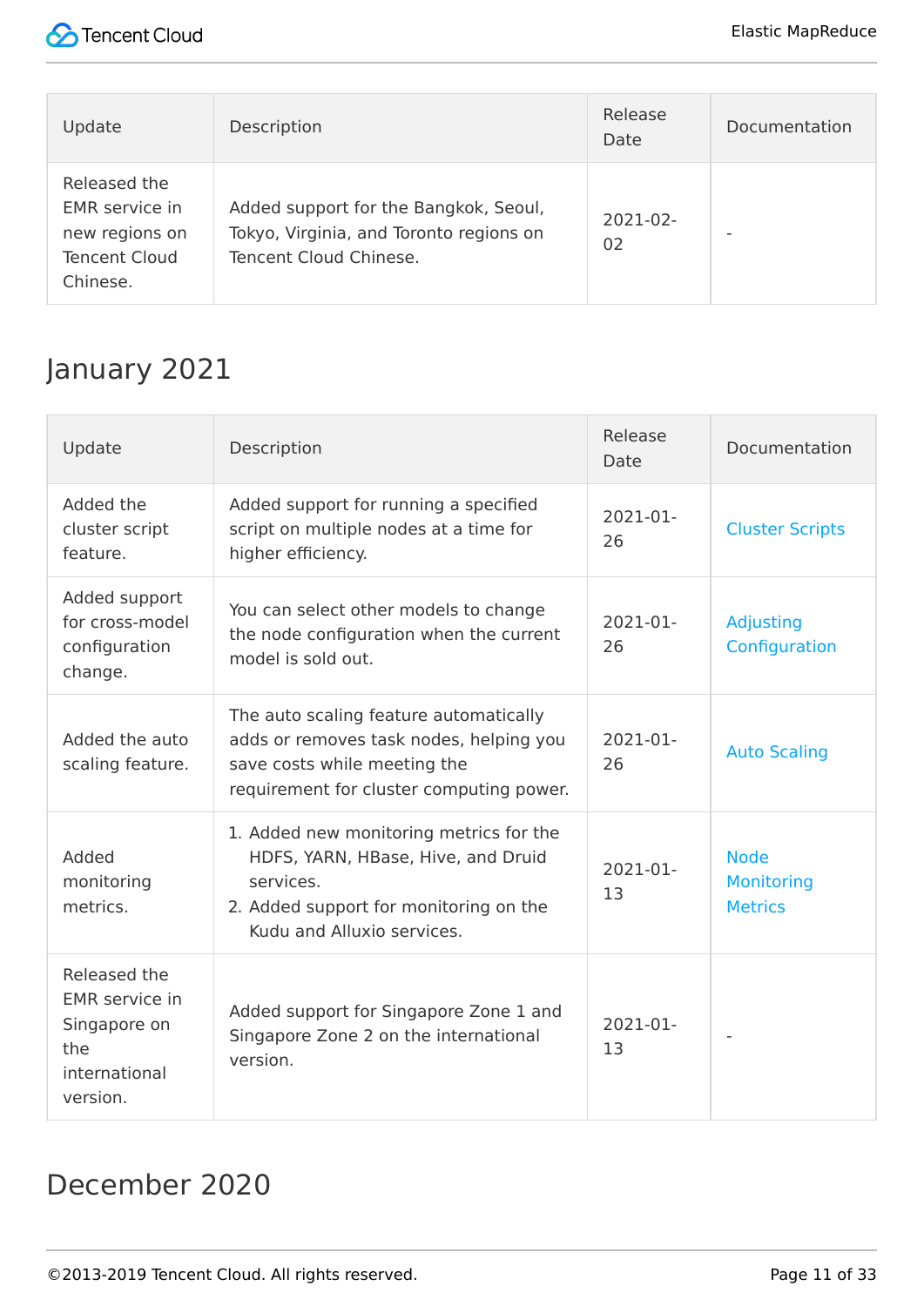| Update | Description | Release Date | Documentation |
| --- | --- | --- | --- |
| Released the EMR service in new regions on Tencent Cloud Chinese. | Added support for the Bangkok, Seoul, Tokyo, Virginia, and Toronto regions on Tencent Cloud Chinese. | 2021-02-02 | - |

## January 2021

| Update | Description | Release Date | Documentation |
| --- | --- | --- | --- |
| Added the cluster script feature. | Added support for running a specified script on multiple nodes at a time for higher efficiency. | 2021-01-26 | Cluster Scripts |
| Added support for cross-model configuration change. | You can select other models to change the node configuration when the current model is sold out. | 2021-01-26 | Adjusting Configuration |
| Added the auto scaling feature. | The auto scaling feature automatically adds or removes task nodes, helping you save costs while meeting the requirement for cluster computing power. | 2021-01-26 | Auto Scaling |
| Added monitoring metrics. | 1. Added new monitoring metrics for the HDFS, YARN, HBase, Hive, and Druid services. 2. Added support for monitoring on the Kudu and Alluxio services. | 2021-01-13 | Node Monitoring Metrics |
| Released the EMR service in Singapore on the international version. | Added support for Singapore Zone 1 and Singapore Zone 2 on the international version. | 2021-01-13 | - |

## December 2020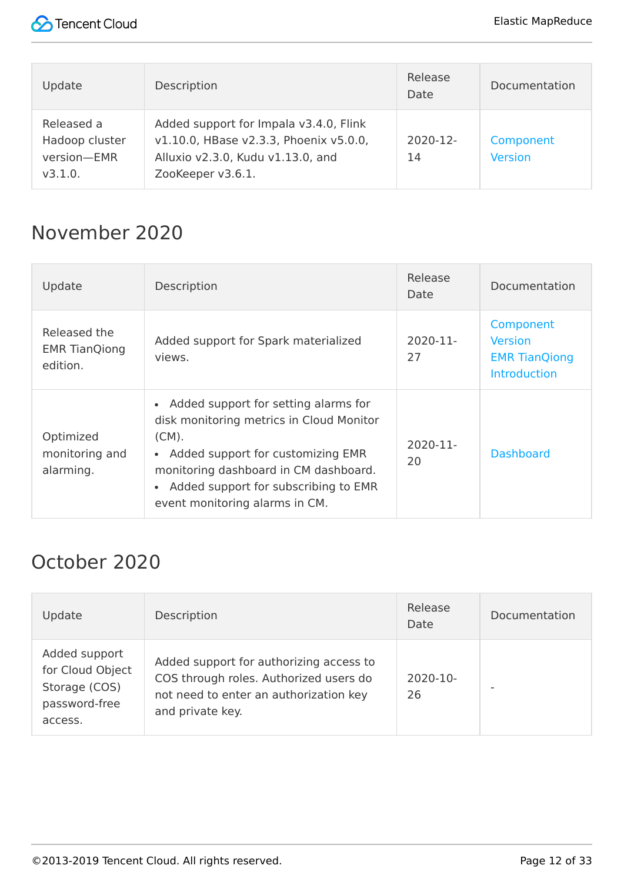| Update | Description | Release Date | Documentation |
| --- | --- | --- | --- |
| Released a Hadoop cluster version—EMR v3.1.0. | Added support for Impala v3.4.0, Flink v1.10.0, HBase v2.3.3, Phoenix v5.0.0, Alluxio v2.3.0, Kudu v1.13.0, and ZooKeeper v3.6.1. | 2020-12-14 | Component Version |

## November 2020

| Update | Description | Release Date | Documentation |
| --- | --- | --- | --- |
| Released the EMR TianQiong edition. | Added support for Spark materialized views. | 2020-11-27 | Component Version<br>EMR TianQiong Introduction |
| Optimized monitoring and alarming. | • Added support for setting alarms for disk monitoring metrics in Cloud Monitor (CM).<br>• Added support for customizing EMR monitoring dashboard in CM dashboard.<br>• Added support for subscribing to EMR event monitoring alarms in CM. | 2020-11-20 | Dashboard |

## October 2020

| Update | Description | Release Date | Documentation |
| --- | --- | --- | --- |
| Added support for Cloud Object Storage (COS) password-free access. | Added support for authorizing access to COS through roles. Authorized users do not need to enter an authorization key and private key. | 2020-10-26 | - |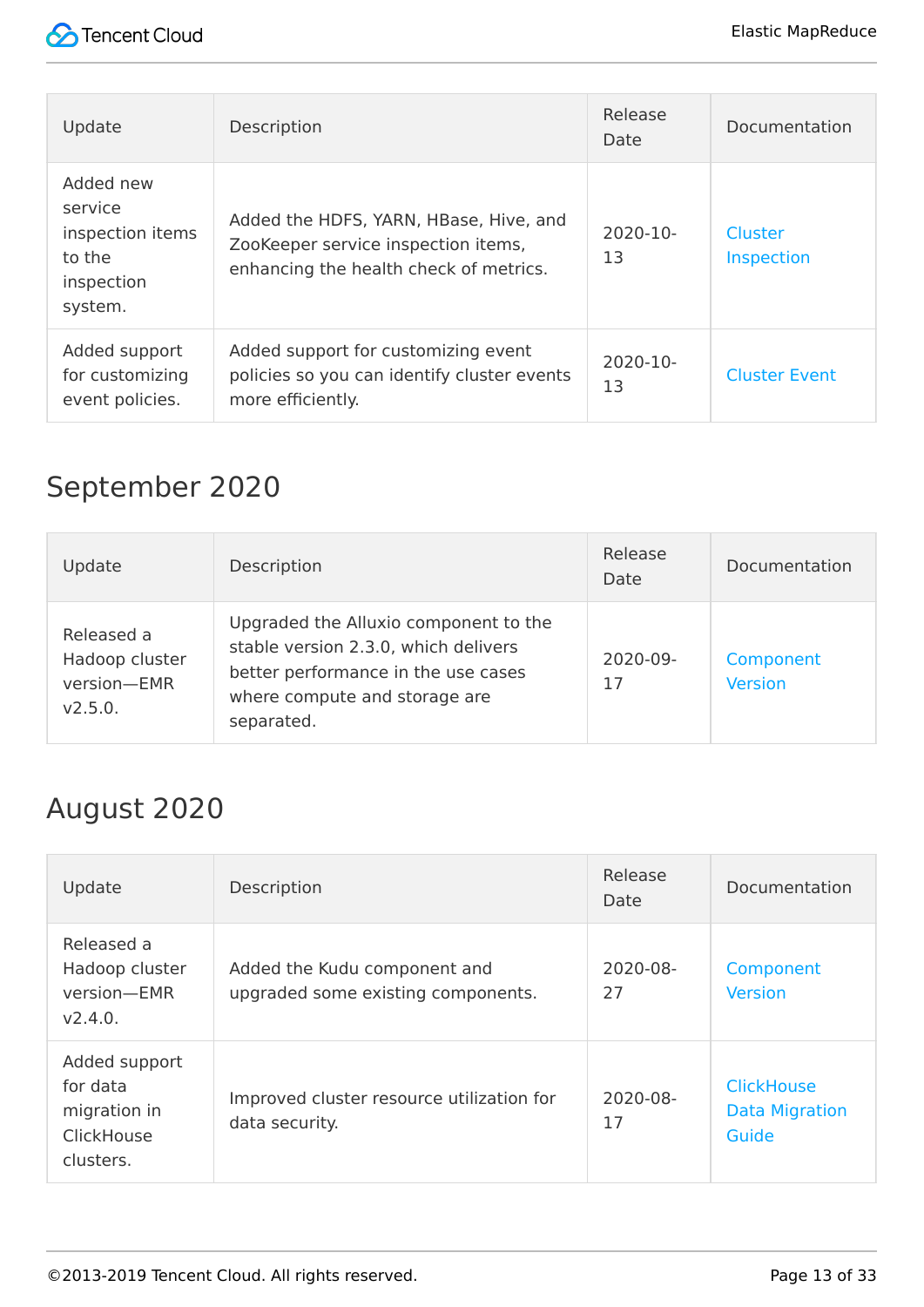| Update | Description | Release Date | Documentation |
| --- | --- | --- | --- |
| Added new service inspection items to the inspection system. | Added the HDFS, YARN, HBase, Hive, and ZooKeeper service inspection items, enhancing the health check of metrics. | 2020-10-13 | Cluster Inspection |
| Added support for customizing event policies. | Added support for customizing event policies so you can identify cluster events more efficiently. | 2020-10-13 | Cluster Event |

## September 2020

| Update | Description | Release Date | Documentation |
| --- | --- | --- | --- |
| Released a Hadoop cluster version—EMR v2.5.0. | Upgraded the Alluxio component to the stable version 2.3.0, which delivers better performance in the use cases where compute and storage are separated. | 2020-09-17 | Component Version |

## August 2020

| Update | Description | Release Date | Documentation |
| --- | --- | --- | --- |
| Released a Hadoop cluster version—EMR v2.4.0. | Added the Kudu component and upgraded some existing components. | 2020-08-27 | Component Version |
| Added support for data migration in ClickHouse clusters. | Improved cluster resource utilization for data security. | 2020-08-17 | ClickHouse Data Migration Guide |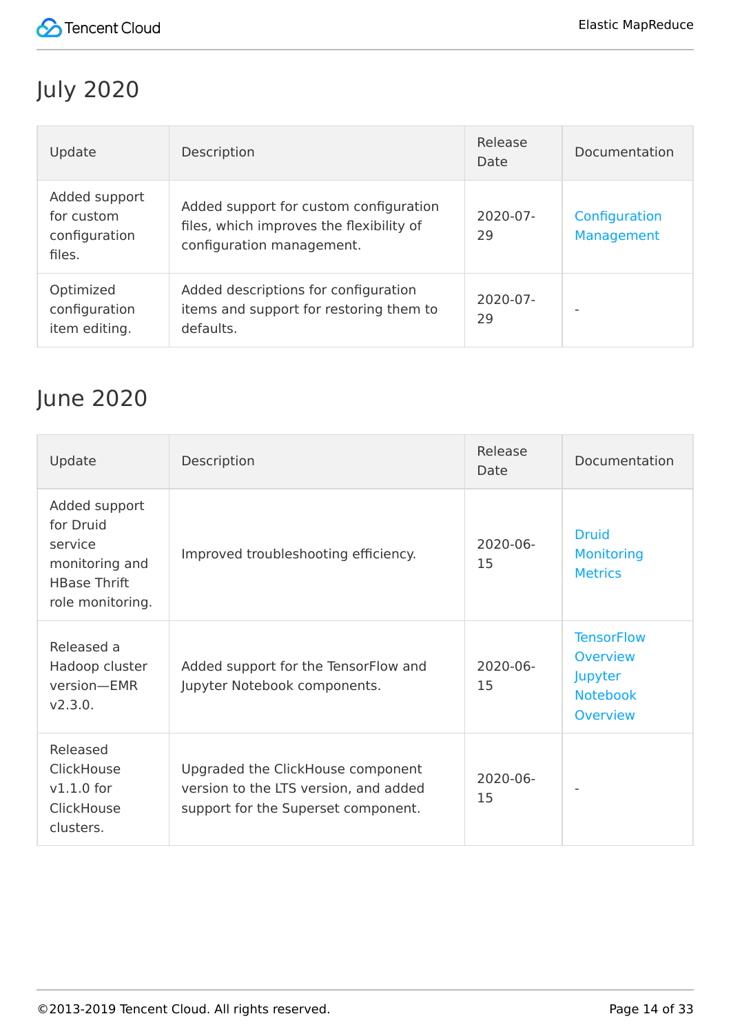## July 2020

| Update | Description | Release Date | Documentation |
| --- | --- | --- | --- |
| Added support for custom configuration files. | Added support for custom configuration files, which improves the flexibility of configuration management. | 2020-07-29 | Configuration Management |
| Optimized configuration item editing. | Added descriptions for configuration items and support for restoring them to defaults. | 2020-07-29 | - |

## June 2020

| Update | Description | Release Date | Documentation |
| --- | --- | --- | --- |
| Added support for Druid service monitoring and HBase Thrift role monitoring. | Improved troubleshooting efficiency. | 2020-06-15 | Druid Monitoring Metrics |
| Released a Hadoop cluster version—EMR v2.3.0. | Added support for the TensorFlow and Jupyter Notebook components. | 2020-06-15 | TensorFlow Overview Jupyter Notebook Overview |
| Released ClickHouse v1.1.0 for ClickHouse clusters. | Upgraded the ClickHouse component version to the LTS version, and added support for the Superset component. | 2020-06-15 | - |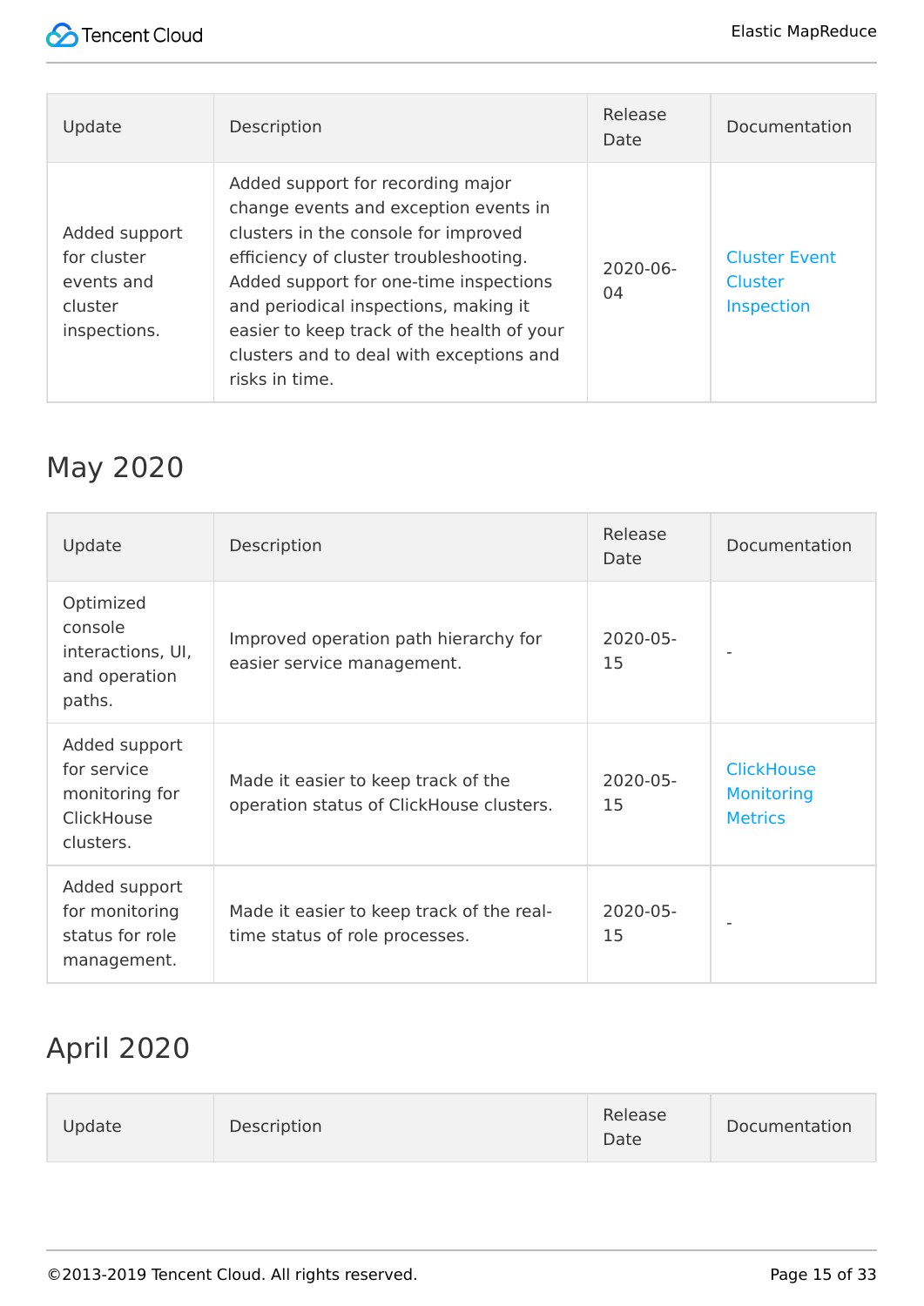| Update | Description | Release Date | Documentation |
| --- | --- | --- | --- |
| Added support for cluster events and cluster inspections. | Added support for recording major change events and exception events in clusters in the console for improved efficiency of cluster troubleshooting. Added support for one-time inspections and periodical inspections, making it easier to keep track of the health of your clusters and to deal with exceptions and risks in time. | 2020-06-04 | Cluster Event Cluster Inspection |

## May 2020

| Update | Description | Release Date | Documentation |
| --- | --- | --- | --- |
| Optimized console interactions, UI, and operation paths. | Improved operation path hierarchy for easier service management. | 2020-05-15 | - |
| Added support for service monitoring for ClickHouse clusters. | Made it easier to keep track of the operation status of ClickHouse clusters. | 2020-05-15 | ClickHouse Monitoring Metrics |
| Added support for monitoring status for role management. | Made it easier to keep track of the real-time status of role processes. | 2020-05-15 | - |

## April 2020

| Update | Description | Release Date | Documentation |
| --- | --- | --- | --- |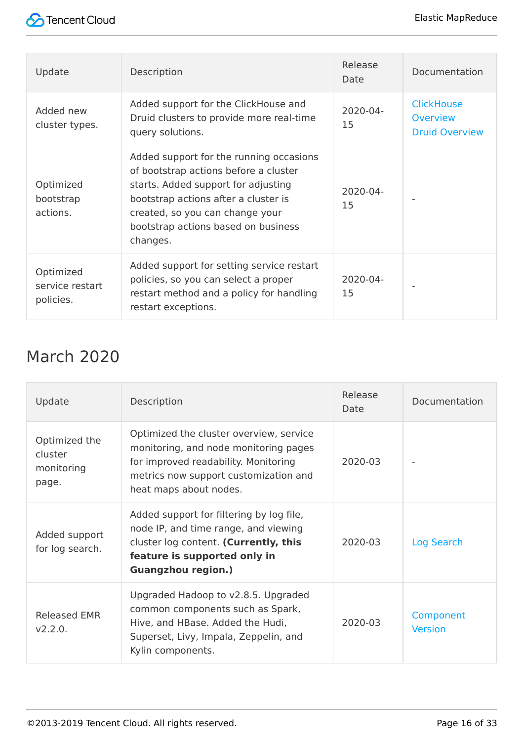| Update | Description | Release Date | Documentation |
| --- | --- | --- | --- |
| Added new cluster types. | Added support for the ClickHouse and Druid clusters to provide more real-time query solutions. | 2020-04-15 | ClickHouse Overview<br>Druid Overview |
| Optimized bootstrap actions. | Added support for the running occasions of bootstrap actions before a cluster starts. Added support for adjusting bootstrap actions after a cluster is created, so you can change your bootstrap actions based on business changes. | 2020-04-15 | - |
| Optimized service restart policies. | Added support for setting service restart policies, so you can select a proper restart method and a policy for handling restart exceptions. | 2020-04-15 | - |

## March 2020

| Update | Description | Release Date | Documentation |
| --- | --- | --- | --- |
| Optimized the cluster monitoring page. | Optimized the cluster overview, service monitoring, and node monitoring pages for improved readability. Monitoring metrics now support customization and heat maps about nodes. | 2020-03 | - |
| Added support for log search. | Added support for filtering by log file, node IP, and time range, and viewing cluster log content. **(Currently, this feature is supported only in Guangzhou region.)** | 2020-03 | Log Search |
| Released EMR v2.2.0. | Upgraded Hadoop to v2.8.5. Upgraded common components such as Spark, Hive, and HBase. Added the Hudi, Superset, Livy, Impala, Zeppelin, and Kylin components. | 2020-03 | Component Version |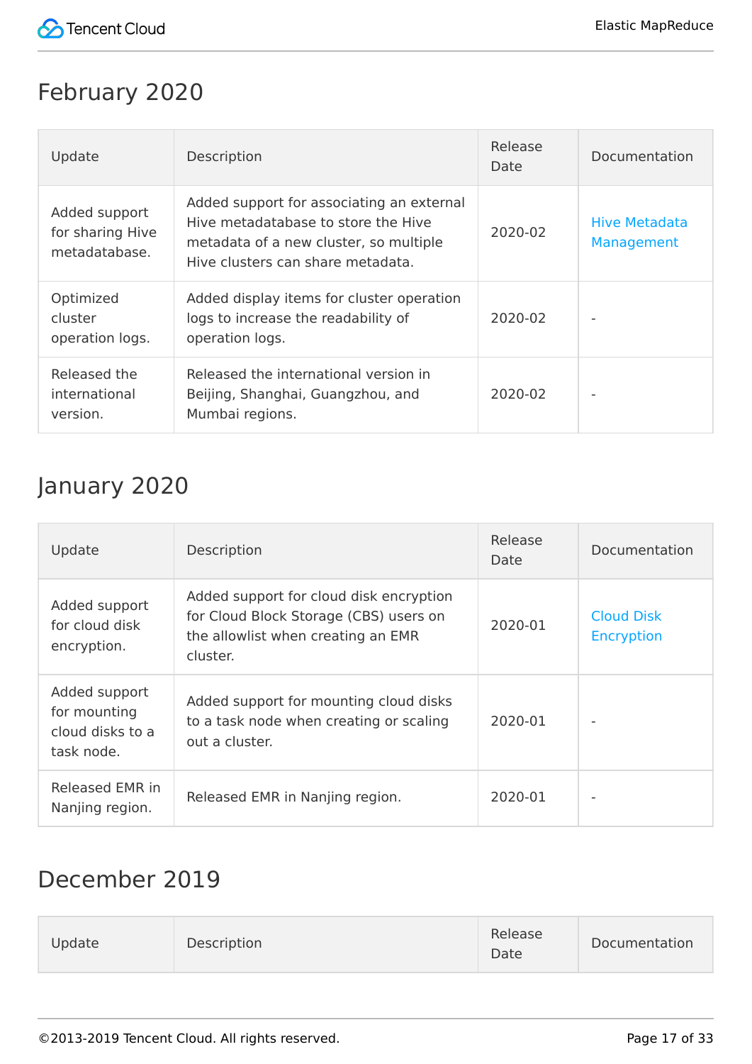## February 2020

| Update | Description | Release Date | Documentation |
| --- | --- | --- | --- |
| Added support for sharing Hive metadatabase. | Added support for associating an external Hive metadatabase to store the Hive metadata of a new cluster, so multiple Hive clusters can share metadata. | 2020-02 | Hive Metadata Management |
| Optimized cluster operation logs. | Added display items for cluster operation logs to increase the readability of operation logs. | 2020-02 | - |
| Released the international version. | Released the international version in Beijing, Shanghai, Guangzhou, and Mumbai regions. | 2020-02 | - |

## January 2020

| Update | Description | Release Date | Documentation |
| --- | --- | --- | --- |
| Added support for cloud disk encryption. | Added support for cloud disk encryption for Cloud Block Storage (CBS) users on the allowlist when creating an EMR cluster. | 2020-01 | Cloud Disk Encryption |
| Added support for mounting cloud disks to a task node. | Added support for mounting cloud disks to a task node when creating or scaling out a cluster. | 2020-01 | - |
| Released EMR in Nanjing region. | Released EMR in Nanjing region. | 2020-01 | - |

## December 2019

| Update | Description | Release Date | Documentation |
| --- | --- | --- | --- |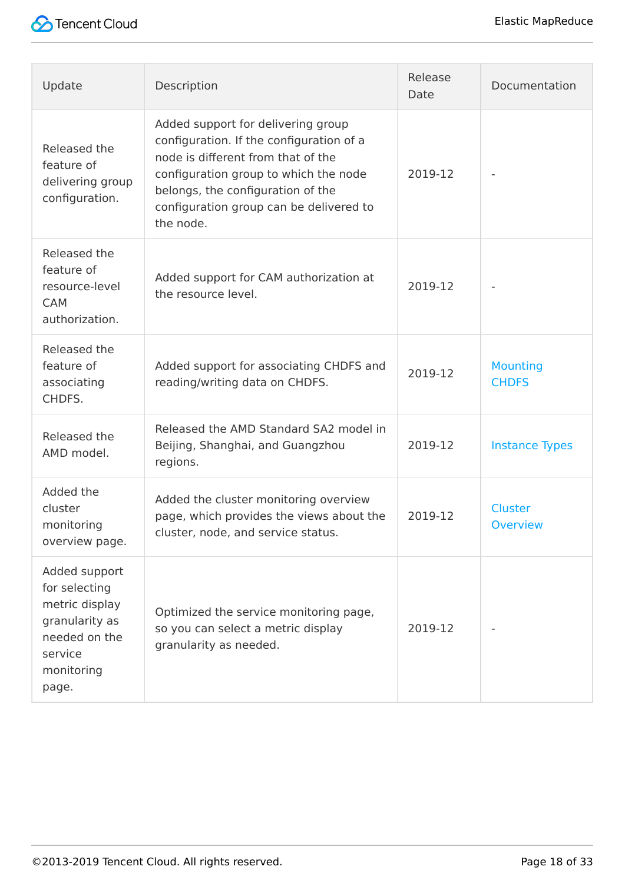| Update | Description | Release Date | Documentation |
| --- | --- | --- | --- |
| Released the feature of delivering group configuration. | Added support for delivering group configuration. If the configuration of a node is different from that of the configuration group to which the node belongs, the configuration of the configuration group can be delivered to the node. | 2019-12 | - |
| Released the feature of resource-level CAM authorization. | Added support for CAM authorization at the resource level. | 2019-12 | - |
| Released the feature of associating CHDFS. | Added support for associating CHDFS and reading/writing data on CHDFS. | 2019-12 | Mounting CHDFS |
| Released the AMD model. | Released the AMD Standard SA2 model in Beijing, Shanghai, and Guangzhou regions. | 2019-12 | Instance Types |
| Added the cluster monitoring overview page. | Added the cluster monitoring overview page, which provides the views about the cluster, node, and service status. | 2019-12 | Cluster Overview |
| Added support for selecting metric display granularity as needed on the service monitoring page. | Optimized the service monitoring page, so you can select a metric display granularity as needed. | 2019-12 | - |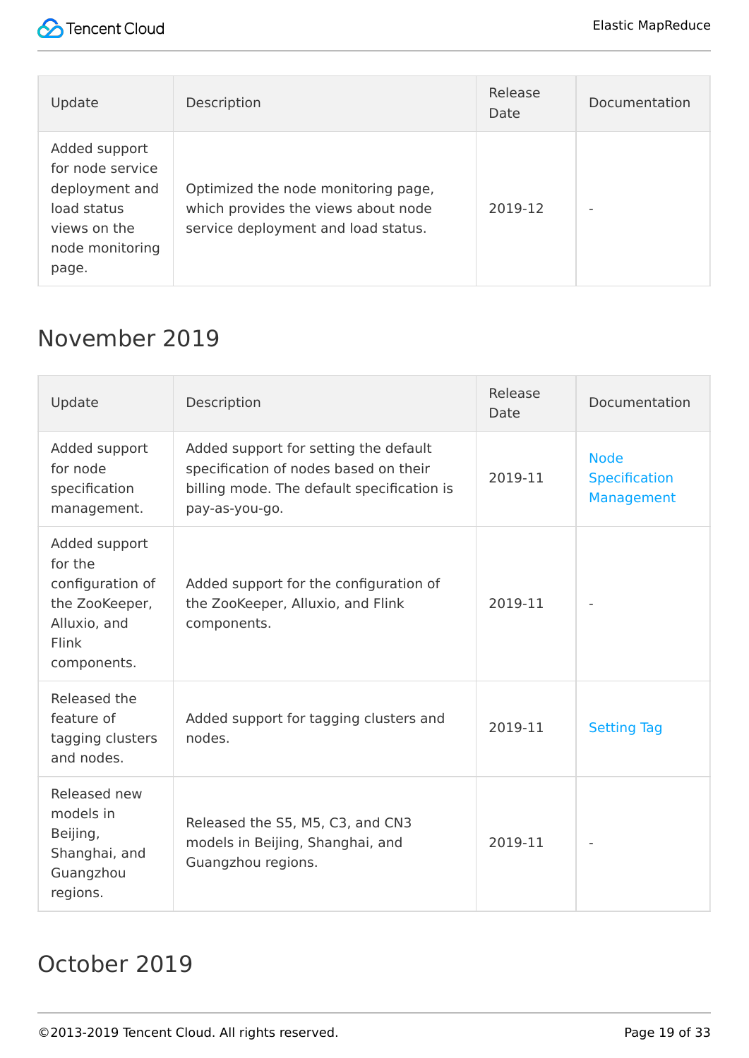| Update | Description | Release Date | Documentation |
| --- | --- | --- | --- |
| Added support for node service deployment and load status views on the node monitoring page. | Optimized the node monitoring page, which provides the views about node service deployment and load status. | 2019-12 | - |

## November 2019

| Update | Description | Release Date | Documentation |
| --- | --- | --- | --- |
| Added support for node specification management. | Added support for setting the default specification of nodes based on their billing mode. The default specification is pay-as-you-go. | 2019-11 | Node Specification Management |
| Added support for the configuration of the ZooKeeper, Alluxio, and Flink components. | Added support for the configuration of the ZooKeeper, Alluxio, and Flink components. | 2019-11 | - |
| Released the feature of tagging clusters and nodes. | Added support for tagging clusters and nodes. | 2019-11 | Setting Tag |
| Released new models in Beijing, Shanghai, and Guangzhou regions. | Released the S5, M5, C3, and CN3 models in Beijing, Shanghai, and Guangzhou regions. | 2019-11 | - |

## October 2019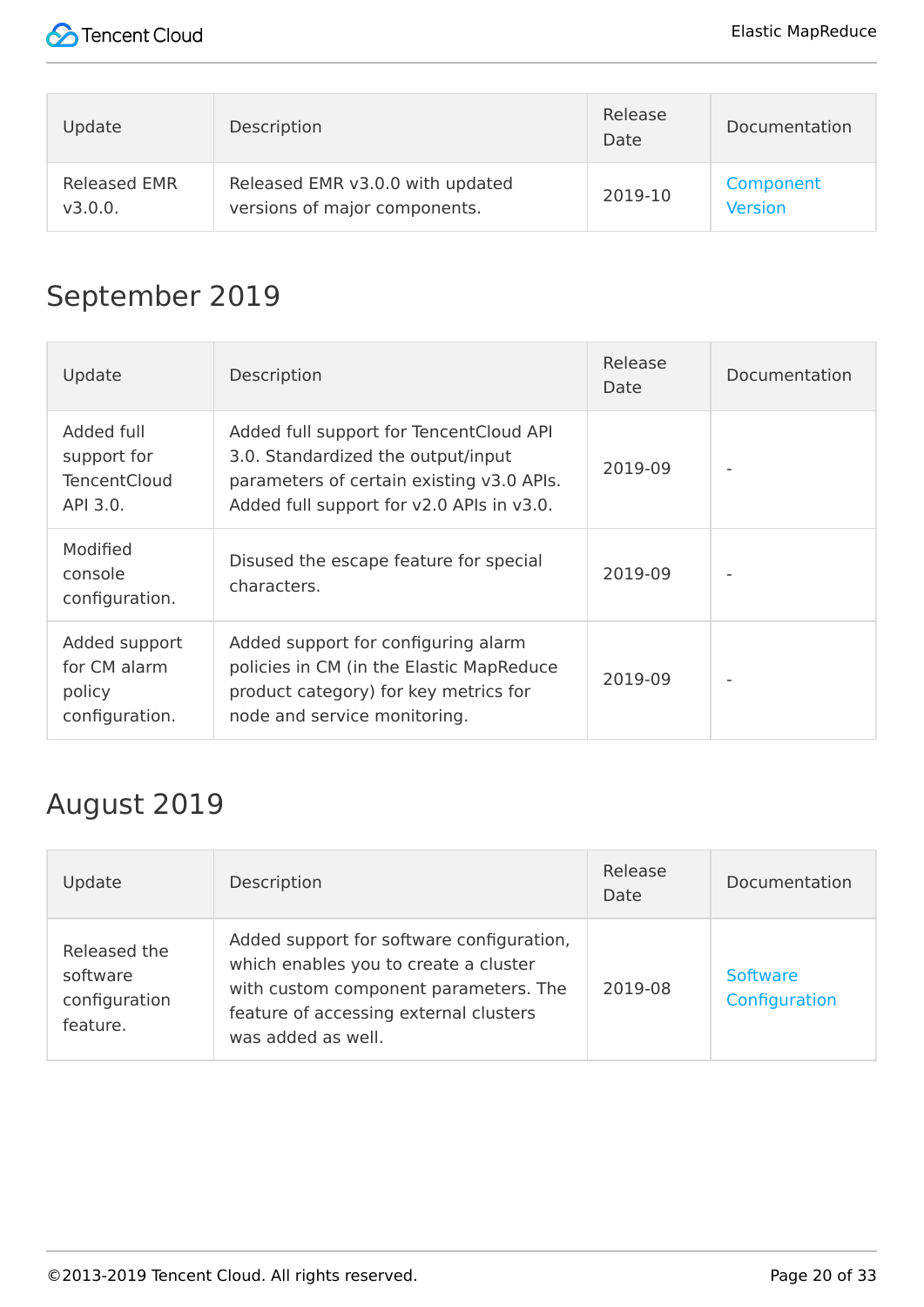| Update | Description | Release Date | Documentation |
| --- | --- | --- | --- |
| Released EMR v3.0.0. | Released EMR v3.0.0 with updated versions of major components. | 2019-10 | Component Version |

## September 2019

| Update | Description | Release Date | Documentation |
| --- | --- | --- | --- |
| Added full support for TencentCloud API 3.0. | Added full support for TencentCloud API 3.0. Standardized the output/input parameters of certain existing v3.0 APIs. Added full support for v2.0 APIs in v3.0. | 2019-09 | - |
| Modified console configuration. | Disused the escape feature for special characters. | 2019-09 | - |
| Added support for CM alarm policy configuration. | Added support for configuring alarm policies in CM (in the Elastic MapReduce product category) for key metrics for node and service monitoring. | 2019-09 | - |

## August 2019

| Update | Description | Release Date | Documentation |
| --- | --- | --- | --- |
| Released the software configuration feature. | Added support for software configuration, which enables you to create a cluster with custom component parameters. The feature of accessing external clusters was added as well. | 2019-08 | Software Configuration |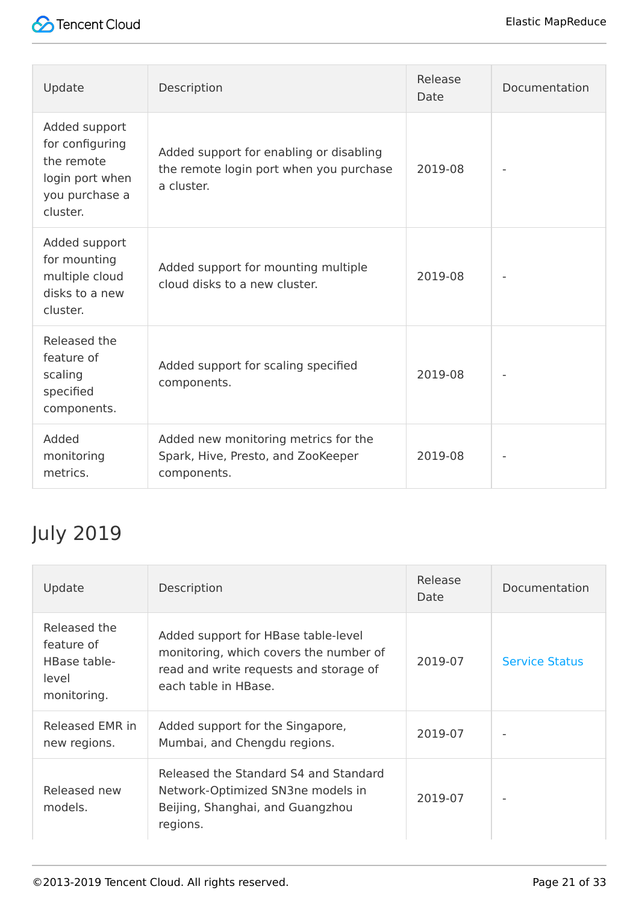| Update | Description | Release Date | Documentation |
| --- | --- | --- | --- |
| Added support for configuring the remote login port when you purchase a cluster. | Added support for enabling or disabling the remote login port when you purchase a cluster. | 2019-08 | - |
| Added support for mounting multiple cloud disks to a new cluster. | Added support for mounting multiple cloud disks to a new cluster. | 2019-08 | - |
| Released the feature of scaling specified components. | Added support for scaling specified components. | 2019-08 | - |
| Added monitoring metrics. | Added new monitoring metrics for the Spark, Hive, Presto, and ZooKeeper components. | 2019-08 | - |

## July 2019

| Update | Description | Release Date | Documentation |
| --- | --- | --- | --- |
| Released the feature of HBase table-level monitoring. | Added support for HBase table-level monitoring, which covers the number of read and write requests and storage of each table in HBase. | 2019-07 | Service Status |
| Released EMR in new regions. | Added support for the Singapore, Mumbai, and Chengdu regions. | 2019-07 | - |
| Released new models. | Released the Standard S4 and Standard Network-Optimized SN3ne models in Beijing, Shanghai, and Guangzhou regions. | 2019-07 | - |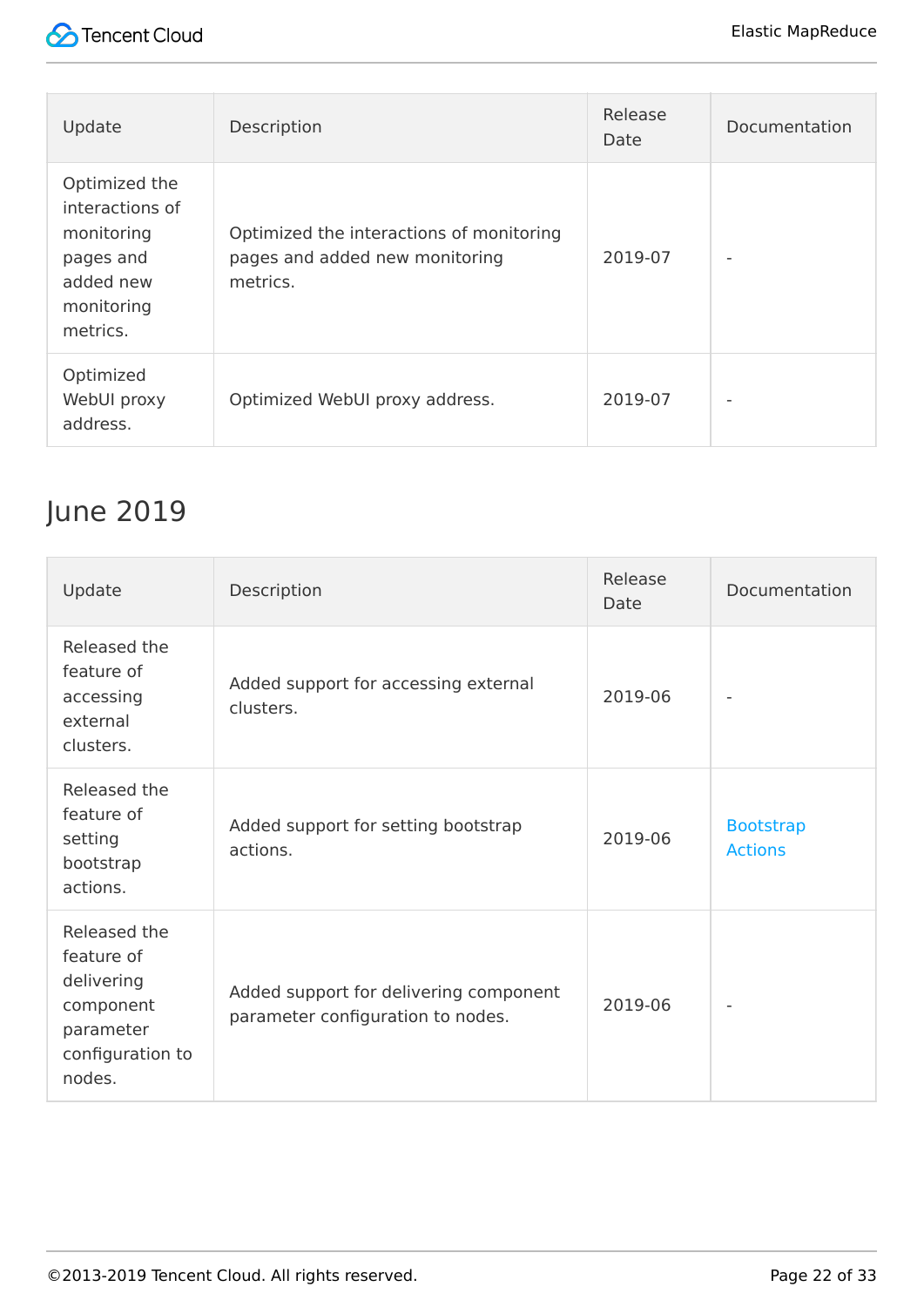| Update | Description | Release Date | Documentation |
| --- | --- | --- | --- |
| Optimized the interactions of monitoring pages and added new monitoring metrics. | Optimized the interactions of monitoring pages and added new monitoring metrics. | 2019-07 | - |
| Optimized WebUI proxy address. | Optimized WebUI proxy address. | 2019-07 | - |

## June 2019

| Update | Description | Release Date | Documentation |
| --- | --- | --- | --- |
| Released the feature of accessing external clusters. | Added support for accessing external clusters. | 2019-06 | - |
| Released the feature of setting bootstrap actions. | Added support for setting bootstrap actions. | 2019-06 | Bootstrap Actions |
| Released the feature of delivering component parameter configuration to nodes. | Added support for delivering component parameter configuration to nodes. | 2019-06 | - |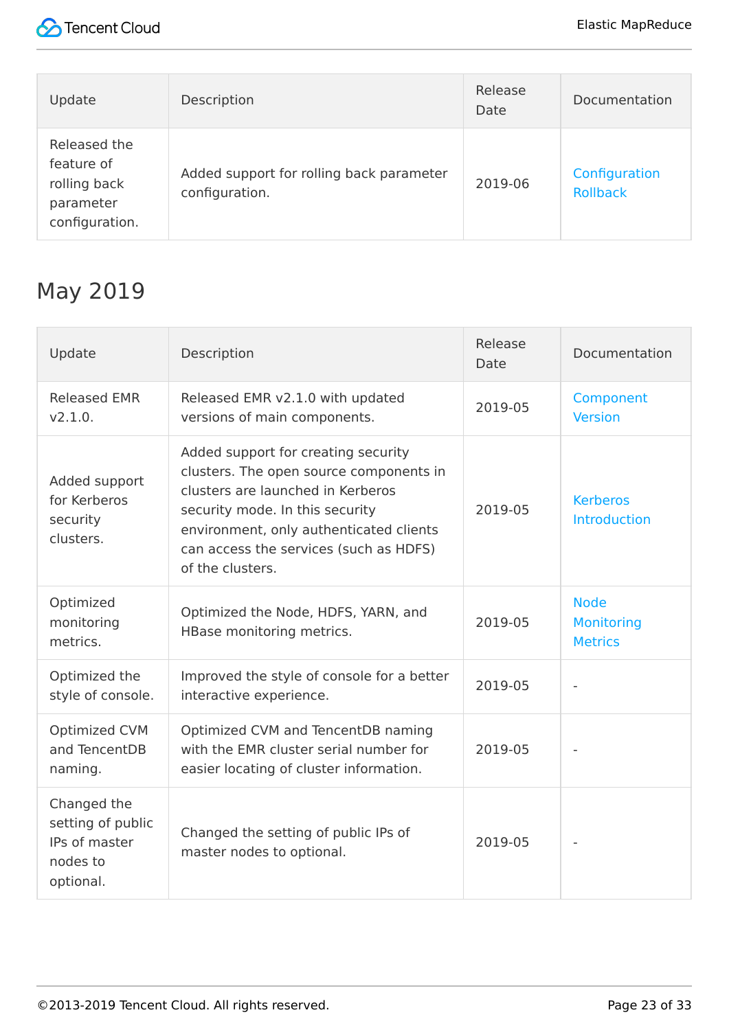| Update | Description | Release Date | Documentation |
| --- | --- | --- | --- |
| Released the feature of rolling back parameter configuration. | Added support for rolling back parameter configuration. | 2019-06 | Configuration Rollback |

## May 2019

| Update | Description | Release Date | Documentation |
| --- | --- | --- | --- |
| Released EMR v2.1.0. | Released EMR v2.1.0 with updated versions of main components. | 2019-05 | Component Version |
| Added support for Kerberos security clusters. | Added support for creating security clusters. The open source components in clusters are launched in Kerberos security mode. In this security environment, only authenticated clients can access the services (such as HDFS) of the clusters. | 2019-05 | Kerberos Introduction |
| Optimized monitoring metrics. | Optimized the Node, HDFS, YARN, and HBase monitoring metrics. | 2019-05 | Node Monitoring Metrics |
| Optimized the style of console. | Improved the style of console for a better interactive experience. | 2019-05 | - |
| Optimized CVM and TencentDB naming. | Optimized CVM and TencentDB naming with the EMR cluster serial number for easier locating of cluster information. | 2019-05 | - |
| Changed the setting of public IPs of master nodes to optional. | Changed the setting of public IPs of master nodes to optional. | 2019-05 | - |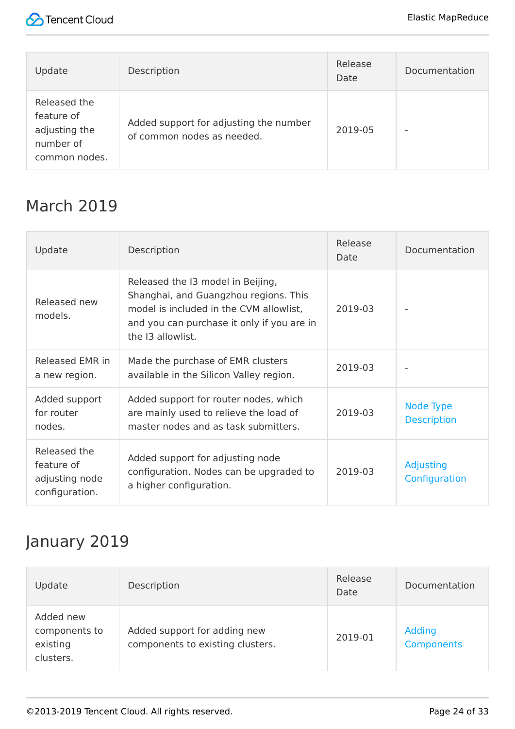| Update | Description | Release Date | Documentation |
| --- | --- | --- | --- |
| Released the feature of adjusting the number of common nodes. | Added support for adjusting the number of common nodes as needed. | 2019-05 | - |

## March 2019

| Update | Description | Release Date | Documentation |
| --- | --- | --- | --- |
| Released new models. | Released the I3 model in Beijing, Shanghai, and Guangzhou regions. This model is included in the CVM allowlist, and you can purchase it only if you are in the I3 allowlist. | 2019-03 | - |
| Released EMR in a new region. | Made the purchase of EMR clusters available in the Silicon Valley region. | 2019-03 | - |
| Added support for router nodes. | Added support for router nodes, which are mainly used to relieve the load of master nodes and as task submitters. | 2019-03 | Node Type Description |
| Released the feature of adjusting node configuration. | Added support for adjusting node configuration. Nodes can be upgraded to a higher configuration. | 2019-03 | Adjusting Configuration |

## January 2019

| Update | Description | Release Date | Documentation |
| --- | --- | --- | --- |
| Added new components to existing clusters. | Added support for adding new components to existing clusters. | 2019-01 | Adding Components |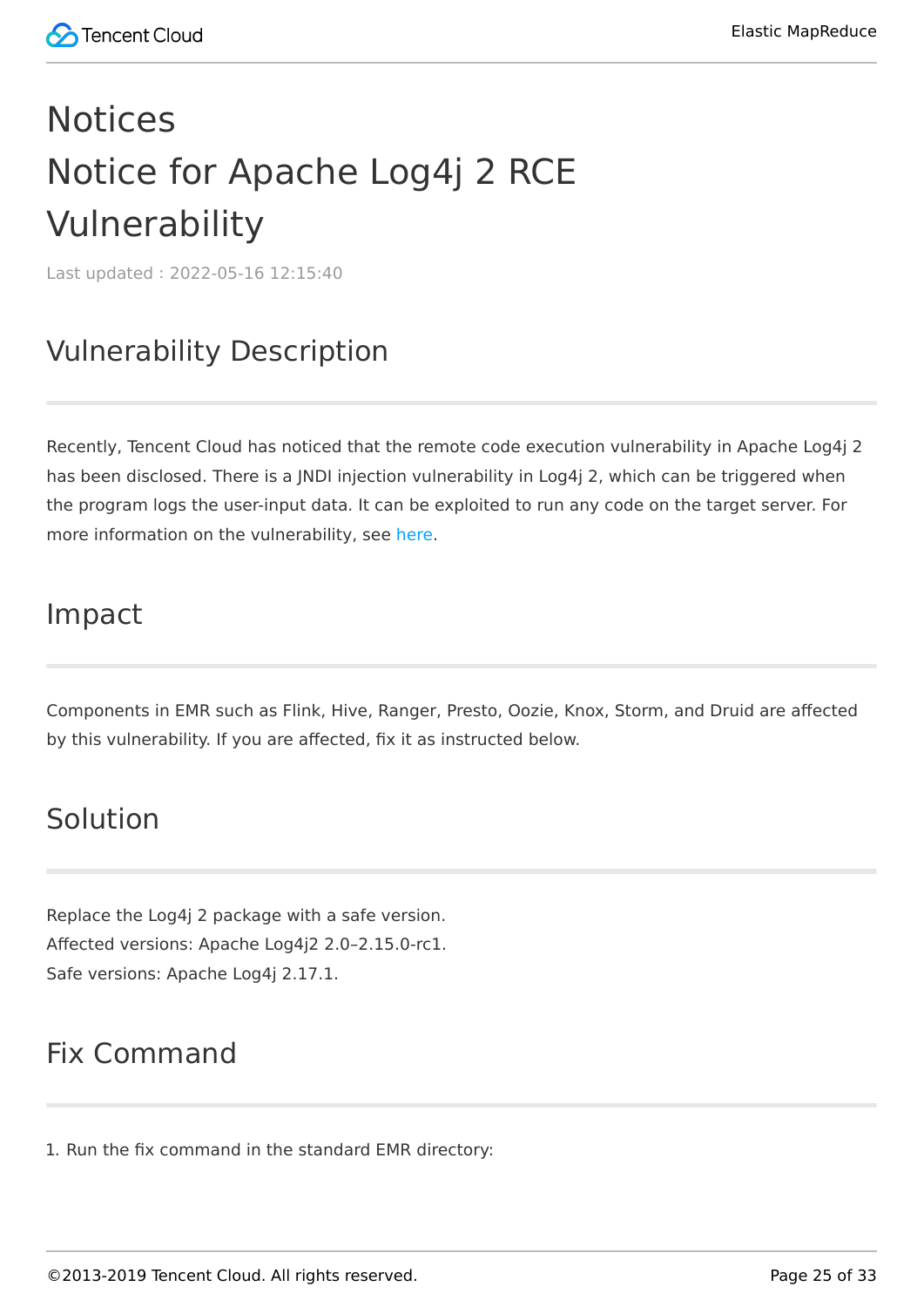# Notices

# Notice for Apache Log4j 2 RCE Vulnerability

Last updated : 2022-05-16 12:15:40

## Vulnerability Description

Recently, Tencent Cloud has noticed that the remote code execution vulnerability in Apache Log4j 2 has been disclosed. There is a JNDI injection vulnerability in Log4j 2, which can be triggered when the program logs the user-input data. It can be exploited to run any code on the target server. For more information on the vulnerability, see here.

## Impact

Components in EMR such as Flink, Hive, Ranger, Presto, Oozie, Knox, Storm, and Druid are affected by this vulnerability. If you are affected, fix it as instructed below.

## Solution

Replace the Log4j 2 package with a safe version.
Affected versions: Apache Log4j2 2.0–2.15.0-rc1.
Safe versions: Apache Log4j 2.17.1.

## Fix Command

1. Run the fix command in the standard EMR directory: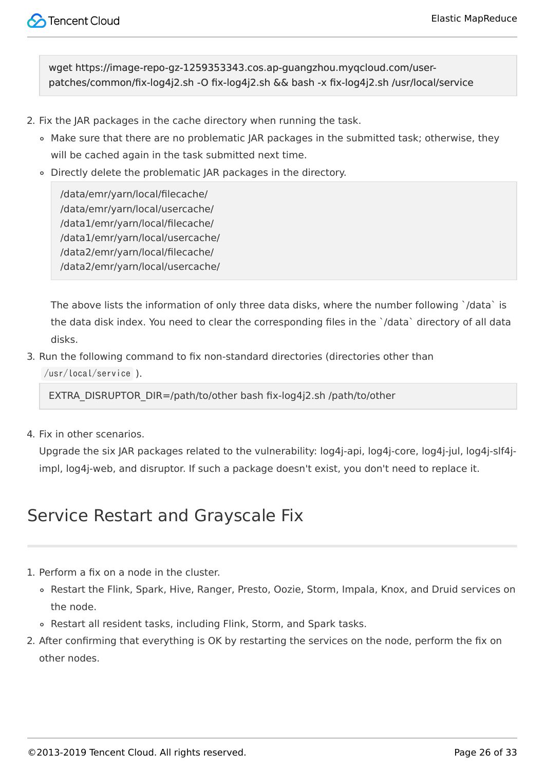```
wget https://image-repo-gz-1259353343.cos.ap-guangzhou.myqcloud.com/user-patches/common/fix-log4j2.sh -O fix-log4j2.sh && bash -x fix-log4j2.sh /usr/local/service
```

2. Fix the JAR packages in the cache directory when running the task.
   - Make sure that there are no problematic JAR packages in the submitted task; otherwise, they will be cached again in the task submitted next time.
   - Directly delete the problematic JAR packages in the directory.

   ```
   /data/emr/yarn/local/filecache/
   /data/emr/yarn/local/usercache/
   /data1/emr/yarn/local/filecache/
   /data1/emr/yarn/local/usercache/
   /data2/emr/yarn/local/filecache/
   /data2/emr/yarn/local/usercache/
   ```

   The above lists the information of only three data disks, where the number following `/data` is the data disk index. You need to clear the corresponding files in the `/data` directory of all data disks.

3. Run the following command to fix non-standard directories (directories other than `/usr/local/service`).

```
EXTRA_DISRUPTOR_DIR=/path/to/other bash fix-log4j2.sh /path/to/other
```

4. Fix in other scenarios.
   Upgrade the six JAR packages related to the vulnerability: log4j-api, log4j-core, log4j-jul, log4j-slf4j-impl, log4j-web, and disruptor. If such a package doesn't exist, you don't need to replace it.

## Service Restart and Grayscale Fix

1. Perform a fix on a node in the cluster.
   - Restart the Flink, Spark, Hive, Ranger, Presto, Oozie, Storm, Impala, Knox, and Druid services on the node.
   - Restart all resident tasks, including Flink, Storm, and Spark tasks.
2. After confirming that everything is OK by restarting the services on the node, perform the fix on other nodes.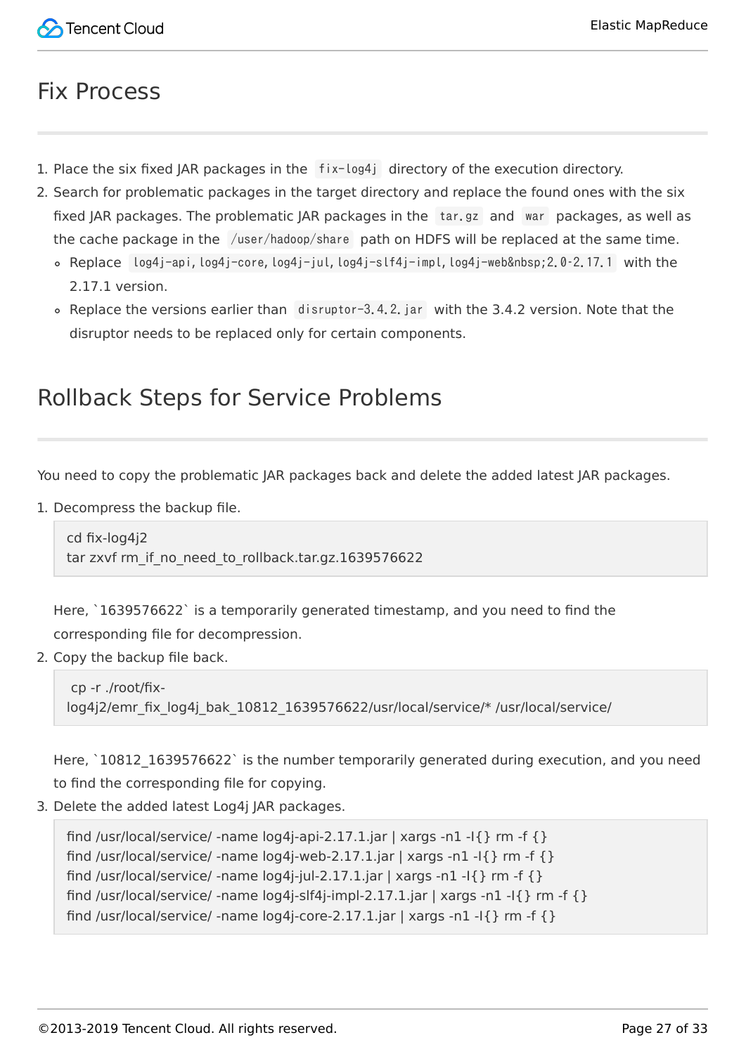## Fix Process

1. Place the six fixed JAR packages in the `fix-log4j` directory of the execution directory.
2. Search for problematic packages in the target directory and replace the found ones with the six fixed JAR packages. The problematic JAR packages in the `tar.gz` and `war` packages, as well as the cache package in the `/user/hadoop/share` path on HDFS will be replaced at the same time.
   - Replace `log4j-api, log4j-core, log4j-jul, log4j-slf4j-impl, log4j-web&nbsp;2.0-2.17.1` with the 2.17.1 version.
   - Replace the versions earlier than `disruptor-3.4.2.jar` with the 3.4.2 version. Note that the disruptor needs to be replaced only for certain components.

## Rollback Steps for Service Problems

You need to copy the problematic JAR packages back and delete the added latest JAR packages.

1. Decompress the backup file.

   ```
   cd fix-log4j2
   tar zxvf rm_if_no_need_to_rollback.tar.gz.1639576622
   ```

   Here, `1639576622` is a temporarily generated timestamp, and you need to find the corresponding file for decompression.
2. Copy the backup file back.

   ```
    cp -r ./root/fix-log4j2/emr_fix_log4j_bak_10812_1639576622/usr/local/service/* /usr/local/service/
   ```

   Here, `10812_1639576622` is the number temporarily generated during execution, and you need to find the corresponding file for copying.
3. Delete the added latest Log4j JAR packages.

   ```
   find /usr/local/service/ -name log4j-api-2.17.1.jar | xargs -n1 -I{} rm -f {}
   find /usr/local/service/ -name log4j-web-2.17.1.jar | xargs -n1 -I{} rm -f {}
   find /usr/local/service/ -name log4j-jul-2.17.1.jar | xargs -n1 -I{} rm -f {}
   find /usr/local/service/ -name log4j-slf4j-impl-2.17.1.jar | xargs -n1 -I{} rm -f {}
   find /usr/local/service/ -name log4j-core-2.17.1.jar | xargs -n1 -I{} rm -f {}
   ```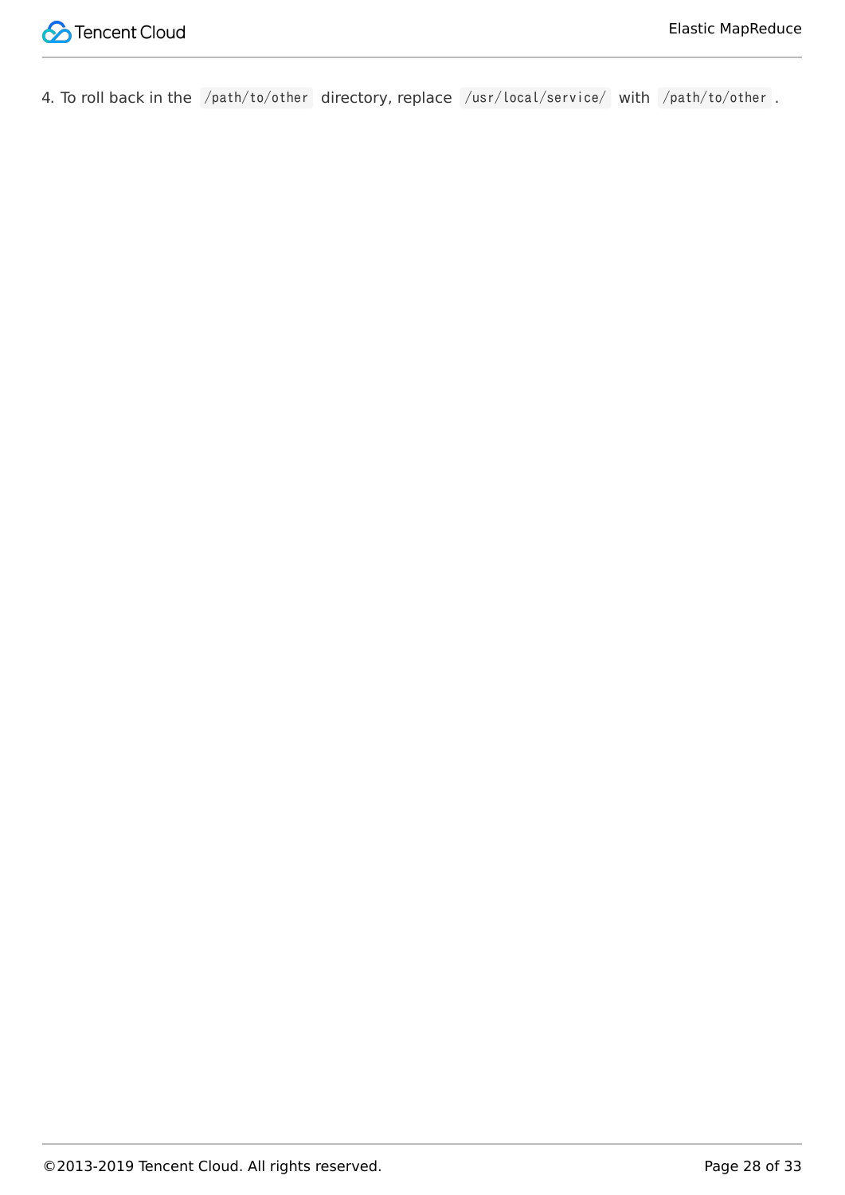4. To roll back in the `/path/to/other` directory, replace `/usr/local/service/` with `/path/to/other` .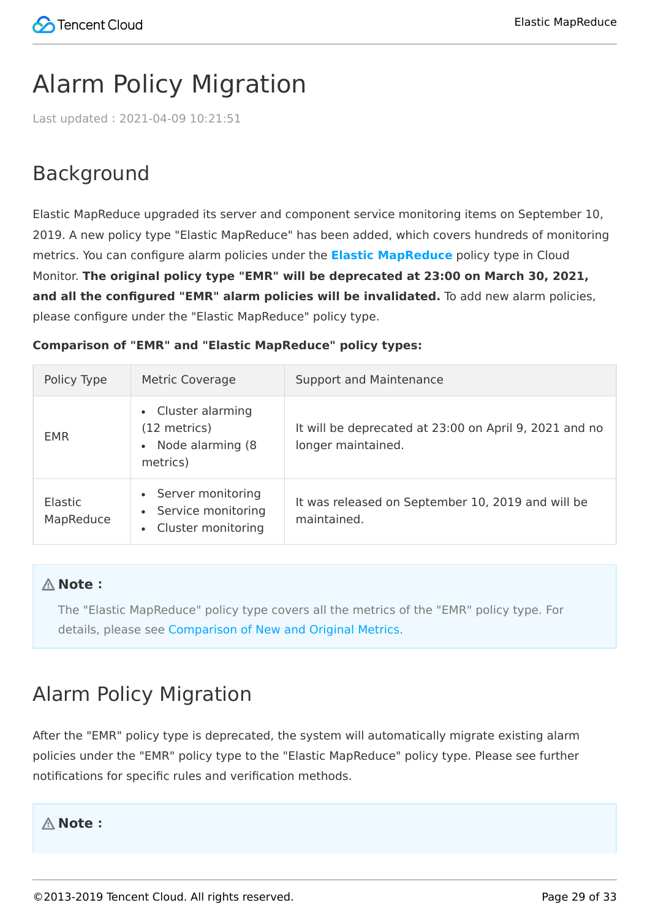# Alarm Policy Migration

Last updated : 2021-04-09 10:21:51

## Background

Elastic MapReduce upgraded its server and component service monitoring items on September 10, 2019. A new policy type "Elastic MapReduce" has been added, which covers hundreds of monitoring metrics. You can configure alarm policies under the **Elastic MapReduce** policy type in Cloud Monitor. **The original policy type "EMR" will be deprecated at 23:00 on March 30, 2021, and all the configured "EMR" alarm policies will be invalidated.** To add new alarm policies, please configure under the "Elastic MapReduce" policy type.

**Comparison of "EMR" and "Elastic MapReduce" policy types:**

| Policy Type | Metric Coverage | Support and Maintenance |
| --- | --- | --- |
| EMR | • Cluster alarming (12 metrics)<br>• Node alarming (8 metrics) | It will be deprecated at 23:00 on April 9, 2021 and no longer maintained. |
| Elastic MapReduce | • Server monitoring<br>• Service monitoring<br>• Cluster monitoring | It was released on September 10, 2019 and will be maintained. |

> **Note :**
>
> The "Elastic MapReduce" policy type covers all the metrics of the "EMR" policy type. For details, please see Comparison of New and Original Metrics.

## Alarm Policy Migration

After the "EMR" policy type is deprecated, the system will automatically migrate existing alarm policies under the "EMR" policy type to the "Elastic MapReduce" policy type. Please see further notifications for specific rules and verification methods.

> **Note :**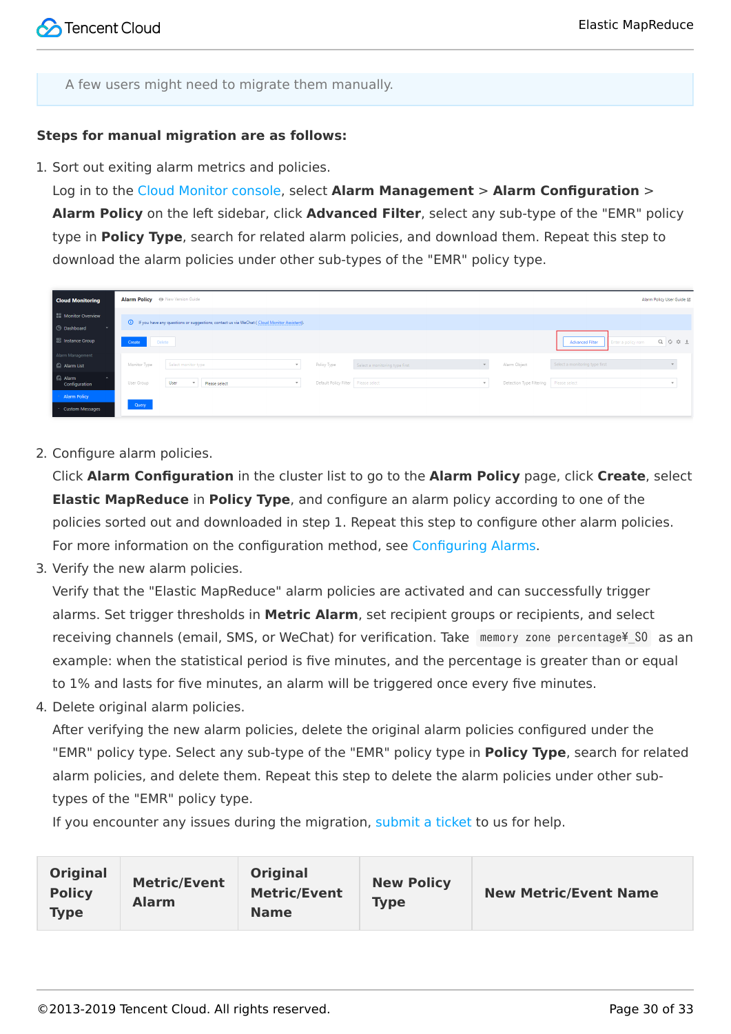A few users might need to migrate them manually.

**Steps for manual migration are as follows:**

1. Sort out exiting alarm metrics and policies.
   Log in to the Cloud Monitor console, select **Alarm Management** > **Alarm Configuration** > **Alarm Policy** on the left sidebar, click **Advanced Filter**, select any sub-type of the "EMR" policy type in **Policy Type**, search for related alarm policies, and download them. Repeat this step to download the alarm policies under other sub-types of the "EMR" policy type.

2. Configure alarm policies.
   Click **Alarm Configuration** in the cluster list to go to the **Alarm Policy** page, click **Create**, select **Elastic MapReduce** in **Policy Type**, and configure an alarm policy according to one of the policies sorted out and downloaded in step 1. Repeat this step to configure other alarm policies. For more information on the configuration method, see Configuring Alarms.
3. Verify the new alarm policies.
   Verify that the "Elastic MapReduce" alarm policies are activated and can successfully trigger alarms. Set trigger thresholds in **Metric Alarm**, set recipient groups or recipients, and select receiving channels (email, SMS, or WeChat) for verification. Take `memory zone percentage¥_S0` as an example: when the statistical period is five minutes, and the percentage is greater than or equal to 1% and lasts for five minutes, an alarm will be triggered once every five minutes.
4. Delete original alarm policies.
   After verifying the new alarm policies, delete the original alarm policies configured under the "EMR" policy type. Select any sub-type of the "EMR" policy type in **Policy Type**, search for related alarm policies, and delete them. Repeat this step to delete the alarm policies under other sub-types of the "EMR" policy type.
   If you encounter any issues during the migration, submit a ticket to us for help.

| Original Policy Type | Metric/Event Alarm | Original Metric/Event Name | New Policy Type | New Metric/Event Name |
|---|---|---|---|---|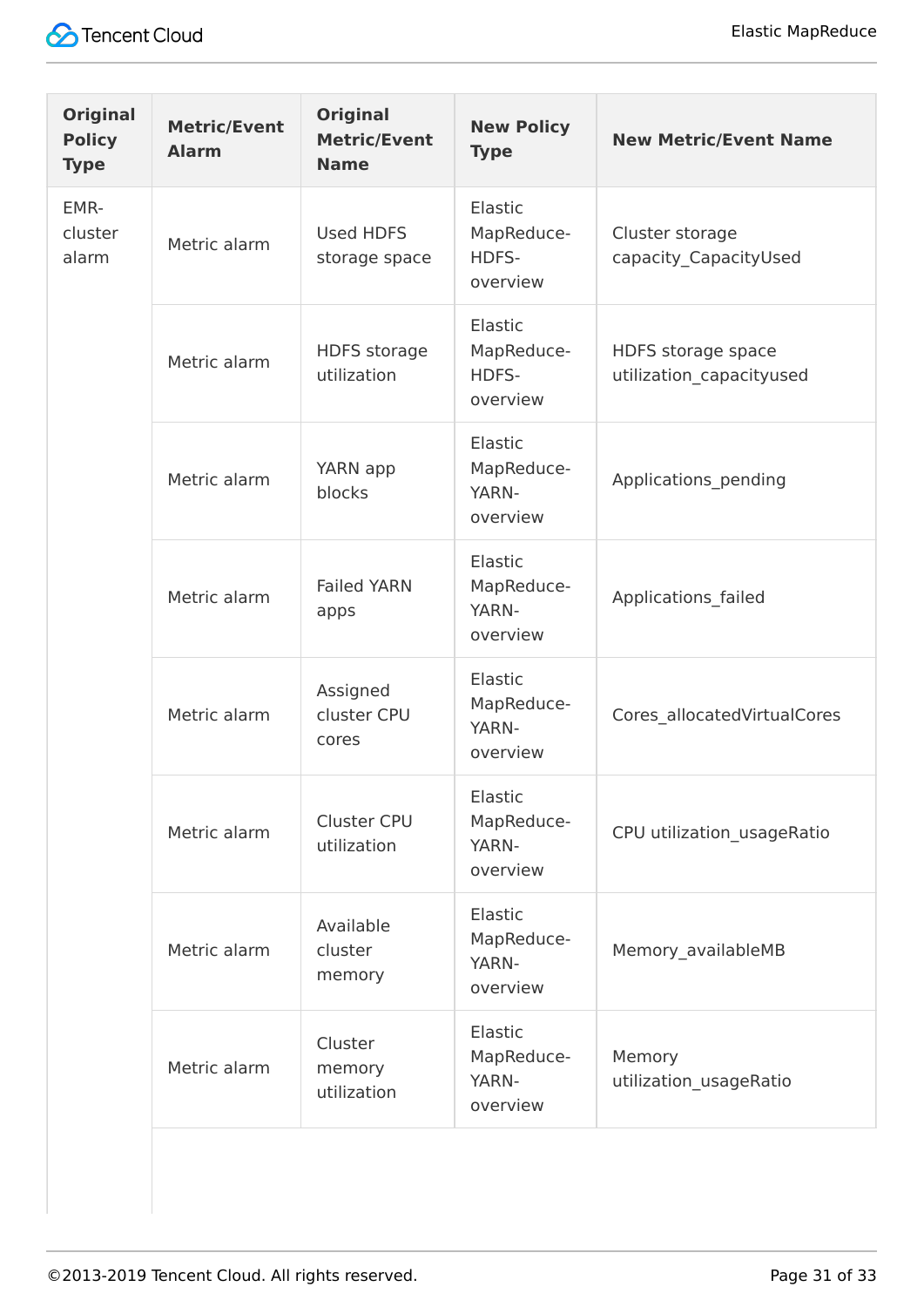| Original Policy Type | Metric/Event Alarm | Original Metric/Event Name | New Policy Type | New Metric/Event Name |
| --- | --- | --- | --- | --- |
| EMR-cluster alarm | Metric alarm | Used HDFS storage space | Elastic MapReduce-HDFS-overview | Cluster storage capacity_CapacityUsed |
| | Metric alarm | HDFS storage utilization | Elastic MapReduce-HDFS-overview | HDFS storage space utilization_capacityused |
| | Metric alarm | YARN app blocks | Elastic MapReduce-YARN-overview | Applications_pending |
| | Metric alarm | Failed YARN apps | Elastic MapReduce-YARN-overview | Applications_failed |
| | Metric alarm | Assigned cluster CPU cores | Elastic MapReduce-YARN-overview | Cores_allocatedVirtualCores |
| | Metric alarm | Cluster CPU utilization | Elastic MapReduce-YARN-overview | CPU utilization_usageRatio |
| | Metric alarm | Available cluster memory | Elastic MapReduce-YARN-overview | Memory_availableMB |
| | Metric alarm | Cluster memory utilization | Elastic MapReduce-YARN-overview | Memory utilization_usageRatio |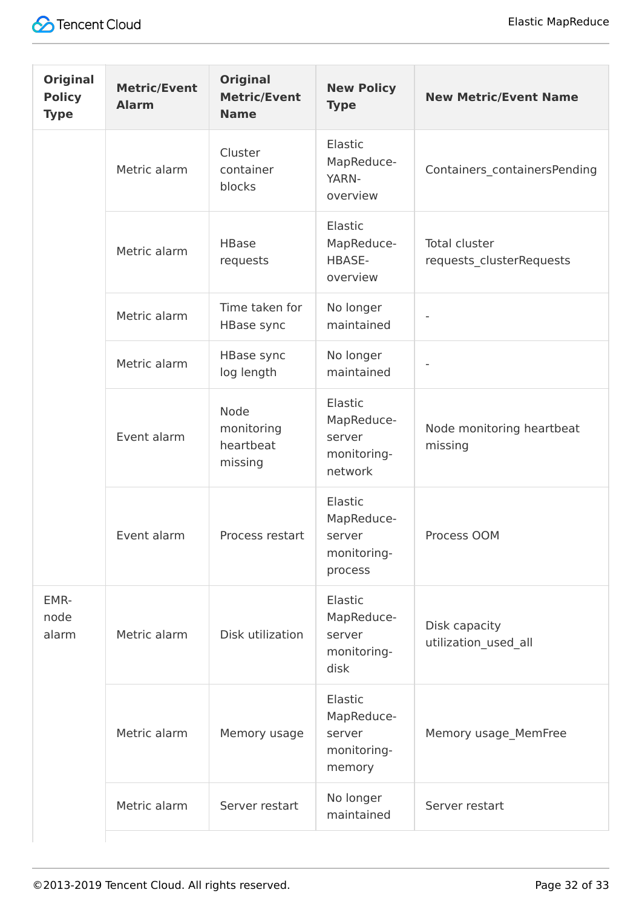| Original Policy Type | Metric/Event Alarm | Original Metric/Event Name | New Policy Type | New Metric/Event Name |
| --- | --- | --- | --- | --- |
| | Metric alarm | Cluster container blocks | Elastic MapReduce-YARN-overview | Containers_containersPending |
| | Metric alarm | HBase requests | Elastic MapReduce-HBASE-overview | Total cluster requests_clusterRequests |
| | Metric alarm | Time taken for HBase sync | No longer maintained | - |
| | Metric alarm | HBase sync log length | No longer maintained | - |
| | Event alarm | Node monitoring heartbeat missing | Elastic MapReduce-server monitoring-network | Node monitoring heartbeat missing |
| | Event alarm | Process restart | Elastic MapReduce-server monitoring-process | Process OOM |
| EMR-node alarm | Metric alarm | Disk utilization | Elastic MapReduce-server monitoring-disk | Disk capacity utilization_used_all |
| | Metric alarm | Memory usage | Elastic MapReduce-server monitoring-memory | Memory usage_MemFree |
| | Metric alarm | Server restart | No longer maintained | Server restart |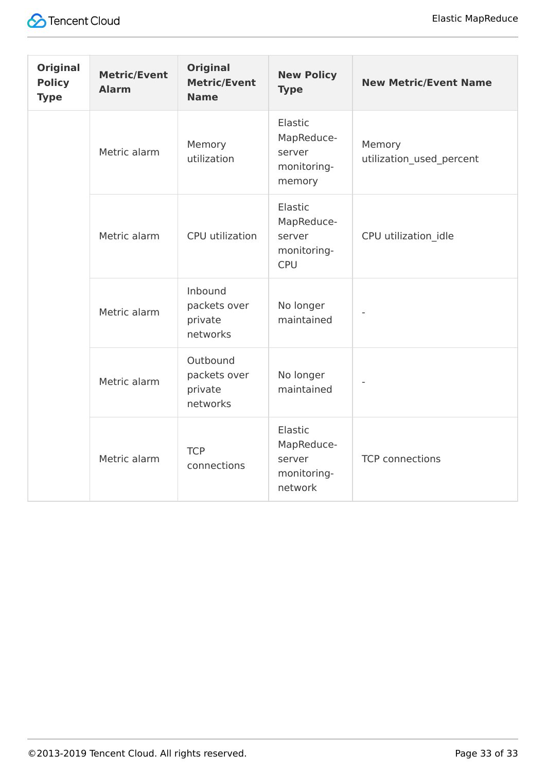| Original Policy Type | Metric/Event Alarm | Original Metric/Event Name | New Policy Type | New Metric/Event Name |
| --- | --- | --- | --- | --- |
| | Metric alarm | Memory utilization | Elastic MapReduce-server monitoring-memory | Memory utilization_used_percent |
| | Metric alarm | CPU utilization | Elastic MapReduce-server monitoring-CPU | CPU utilization_idle |
| | Metric alarm | Inbound packets over private networks | No longer maintained | - |
| | Metric alarm | Outbound packets over private networks | No longer maintained | - |
| | Metric alarm | TCP connections | Elastic MapReduce-server monitoring-network | TCP connections |